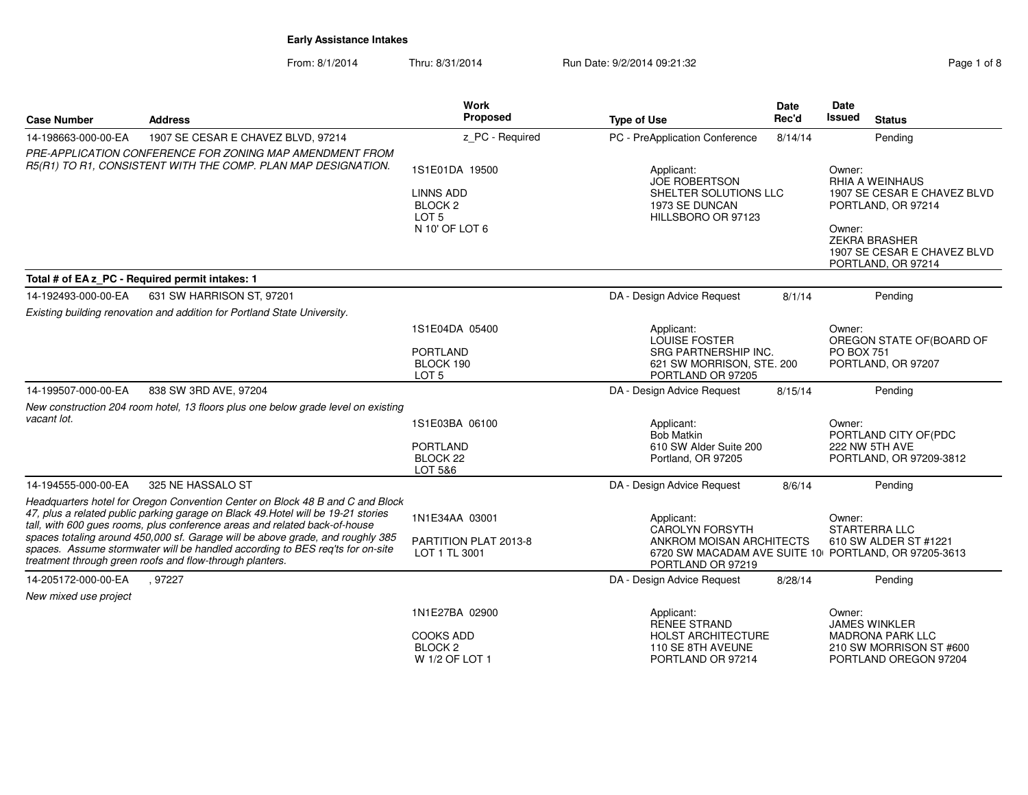# Early Assistance Intakes

From: 8/1/2014 Thru: 8/31/2014 Run Date: 9/2/2014 09:21:32

| Case Number | Address | Work Proposed | Type of Use | Date Rec'd | Date Issued | Status |
|---|---|---|---|---|---|---|
| 14-198663-000-00-EA | 1907 SE CESAR E CHAVEZ BLVD, 97214 | z_PC - Required | PC - PreApplication Conference | 8/14/14 | | Pending |

*PRE-APPLICATION CONFERENCE FOR ZONING MAP AMENDMENT FROM R5(R1) TO R1, CONSISTENT WITH THE COMP. PLAN MAP DESIGNATION.*

1S1E01DA 19500
LINNS ADD
BLOCK 2
LOT 5
N 10' OF LOT 6

Applicant:
JOE ROBERTSON
SHELTER SOLUTIONS LLC
1973 SE DUNCAN
HILLSBORO OR 97123

Owner:
RHIA A WEINHAUS
1907 SE CESAR E CHAVEZ BLVD
PORTLAND, OR 97214

Owner:
ZEKRA BRASHER
1907 SE CESAR E CHAVEZ BLVD
PORTLAND, OR 97214

**Total # of EA z_PC - Required permit intakes: 1**

| Case Number | Address | Work Proposed | Type of Use | Date Rec'd | Date Issued | Status |
|---|---|---|---|---|---|---|
| 14-192493-000-00-EA | 631 SW HARRISON ST, 97201 | | DA - Design Advice Request | 8/1/14 | | Pending |

*Existing building renovation and addition for Portland State University.*

1S1E04DA 05400
PORTLAND
BLOCK 190
LOT 5

Applicant:
LOUISE FOSTER
SRG PARTNERSHIP INC.
621 SW MORRISON, STE. 200
PORTLAND OR 97205

Owner:
OREGON STATE OF(BOARD OF
PO BOX 751
PORTLAND, OR 97207

| Case Number | Address | Work Proposed | Type of Use | Date Rec'd | Date Issued | Status |
|---|---|---|---|---|---|---|
| 14-199507-000-00-EA | 838 SW 3RD AVE, 97204 | | DA - Design Advice Request | 8/15/14 | | Pending |

*New construction 204 room hotel, 13 floors plus one below grade level on existing vacant lot.*

1S1E03BA 06100
PORTLAND
BLOCK 22
LOT 5&6

Applicant:
Bob Matkin
610 SW Alder Suite 200
Portland, OR 97205

Owner:
PORTLAND CITY OF(PDC
222 NW 5TH AVE
PORTLAND, OR 97209-3812

| Case Number | Address | Work Proposed | Type of Use | Date Rec'd | Date Issued | Status |
|---|---|---|---|---|---|---|
| 14-194555-000-00-EA | 325 NE HASSALO ST | | DA - Design Advice Request | 8/6/14 | | Pending |

*Headquarters hotel for Oregon Convention Center on Block 48 B and C and Block 47, plus a related public parking garage on Black 49.Hotel will be 19-21 stories tall, with 600 gues rooms, plus conference areas and related back-of-house spaces totaling around 450,000 sf. Garage will be above grade, and roughly 385 spaces. Assume stormwater will be handled according to BES req'ts for on-site treatment through green roofs and flow-through planters.*

1N1E34AA 03001
PARTITION PLAT 2013-8
LOT 1 TL 3001

Applicant:
CAROLYN FORSYTH
ANKROM MOISAN ARCHITECTS
6720 SW MACADAM AVE SUITE 10
PORTLAND OR 97219

Owner:
STARTERRA LLC
610 SW ALDER ST #1221
PORTLAND, OR 97205-3613

| Case Number | Address | Work Proposed | Type of Use | Date Rec'd | Date Issued | Status |
|---|---|---|---|---|---|---|
| 14-205172-000-00-EA | , 97227 | | DA - Design Advice Request | 8/28/14 | | Pending |

*New mixed use project*

1N1E27BA 02900
COOKS ADD
BLOCK 2
W 1/2 OF LOT 1

Applicant:
RENEE STRAND
HOLST ARCHITECTURE
110 SE 8TH AVEUNE
PORTLAND OR 97214

Owner:
JAMES WINKLER
MADRONA PARK LLC
210 SW MORRISON ST #600
PORTLAND OREGON 97204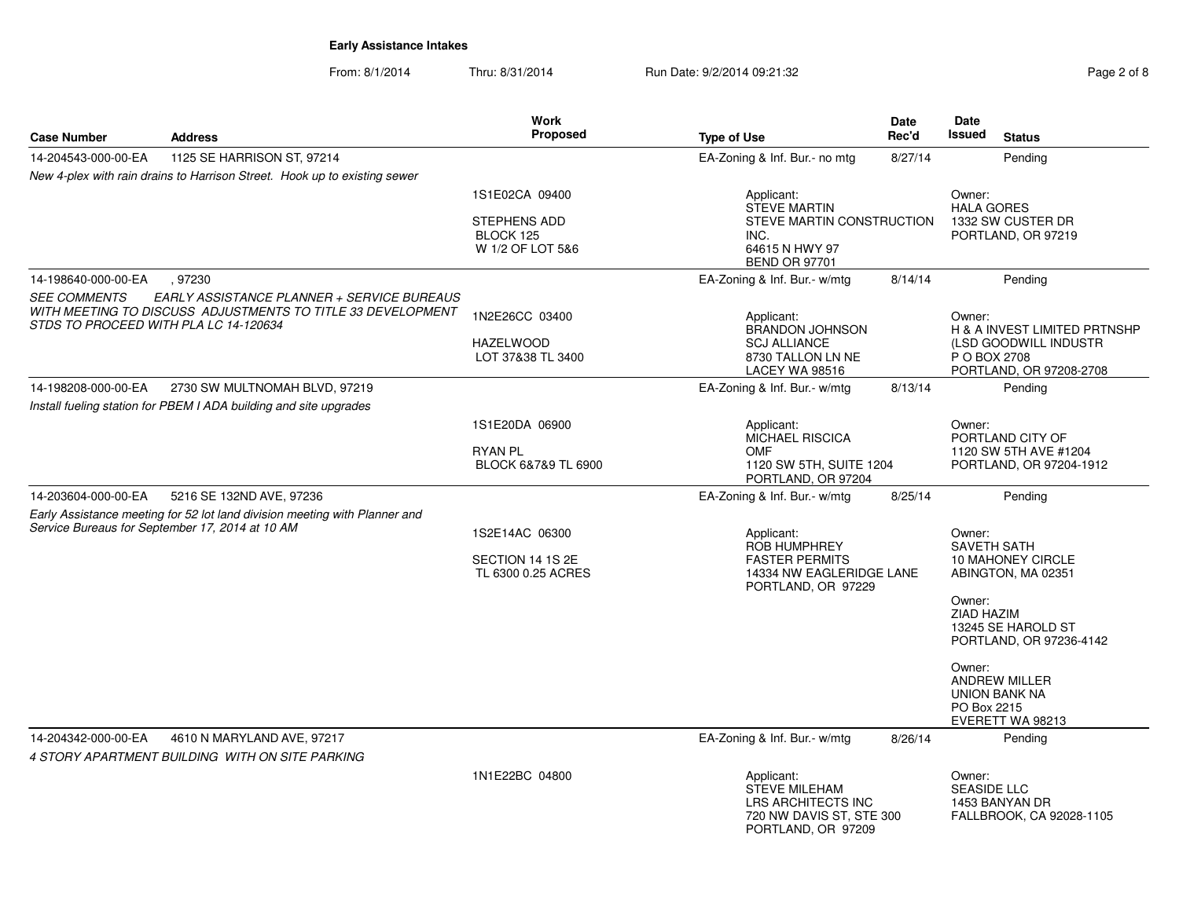**Early Assistance Intakes**

From: 8/1/2014 Thru: 8/31/2014 Run Date: 9/2/2014 09:21:32

| Case Number | Address | Work Proposed | Type of Use | Date Rec'd | Date Issued | Status |
|---|---|---|---|---|---|---|
| 14-204543-000-00-EA | 1125 SE HARRISON ST, 97214 | | EA-Zoning & Inf. Bur.- no mtg | 8/27/14 | | Pending |
| *New 4-plex with rain drains to Harrison Street. Hook up to existing sewer* | | 1S1E02CA 09400<br>STEPHENS ADD<br>BLOCK 125<br>W 1/2 OF LOT 5&6 | Applicant:<br>STEVE MARTIN<br>STEVE MARTIN CONSTRUCTION INC.<br>64615 N HWY 97<br>BEND OR 97701 | | Owner:<br>HALA GORES<br>1332 SW CUSTER DR<br>PORTLAND, OR 97219 | |
| 14-198640-000-00-EA | , 97230 | | EA-Zoning & Inf. Bur.- w/mtg | 8/14/14 | | Pending |
| *SEE COMMENTS EARLY ASSISTANCE PLANNER + SERVICE BUREAUS WITH MEETING TO DISCUSS ADJUSTMENTS TO TITLE 33 DEVELOPMENT STDS TO PROCEED WITH PLA LC 14-120634* | | 1N2E26CC 03400<br>HAZELWOOD<br>LOT 37&38 TL 3400 | Applicant:<br>BRANDON JOHNSON<br>SCJ ALLIANCE<br>8730 TALLON LN NE<br>LACEY WA 98516 | | Owner:<br>H & A INVEST LIMITED PRTNSHP<br>(LSD GOODWILL INDUSTR<br>P O BOX 2708<br>PORTLAND, OR 97208-2708 | |
| 14-198208-000-00-EA | 2730 SW MULTNOMAH BLVD, 97219 | | EA-Zoning & Inf. Bur.- w/mtg | 8/13/14 | | Pending |
| *Install fueling station for PBEM I ADA building and site upgrades* | | 1S1E20DA 06900<br>RYAN PL<br>BLOCK 6&7&9 TL 6900 | Applicant:<br>MICHAEL RISCICA<br>OMF<br>1120 SW 5TH, SUITE 1204<br>PORTLAND, OR 97204 | | Owner:<br>PORTLAND CITY OF<br>1120 SW 5TH AVE #1204<br>PORTLAND, OR 97204-1912 | |
| 14-203604-000-00-EA | 5216 SE 132ND AVE, 97236 | | EA-Zoning & Inf. Bur.- w/mtg | 8/25/14 | | Pending |
| *Early Assistance meeting for 52 lot land division meeting with Planner and Service Bureaus for September 17, 2014 at 10 AM* | | 1S2E14AC 06300<br>SECTION 14 1S 2E<br>TL 6300 0.25 ACRES | Applicant:<br>ROB HUMPHREY<br>FASTER PERMITS<br>14334 NW EAGLERIDGE LANE<br>PORTLAND, OR 97229 | | Owner:<br>SAVETH SATH<br>10 MAHONEY CIRCLE<br>ABINGTON, MA 02351<br><br>Owner:<br>ZIAD HAZIM<br>13245 SE HAROLD ST<br>PORTLAND, OR 97236-4142<br><br>Owner:<br>ANDREW MILLER<br>UNION BANK NA<br>PO Box 2215<br>EVERETT WA 98213 | |
| 14-204342-000-00-EA | 4610 N MARYLAND AVE, 97217 | | EA-Zoning & Inf. Bur.- w/mtg | 8/26/14 | | Pending |
| *4 STORY APARTMENT BUILDING WITH ON SITE PARKING* | | 1N1E22BC 04800 | Applicant:<br>STEVE MILEHAM<br>LRS ARCHITECTS INC<br>720 NW DAVIS ST, STE 300<br>PORTLAND, OR 97209 | | Owner:<br>SEASIDE LLC<br>1453 BANYAN DR<br>FALLBROOK, CA 92028-1105 | |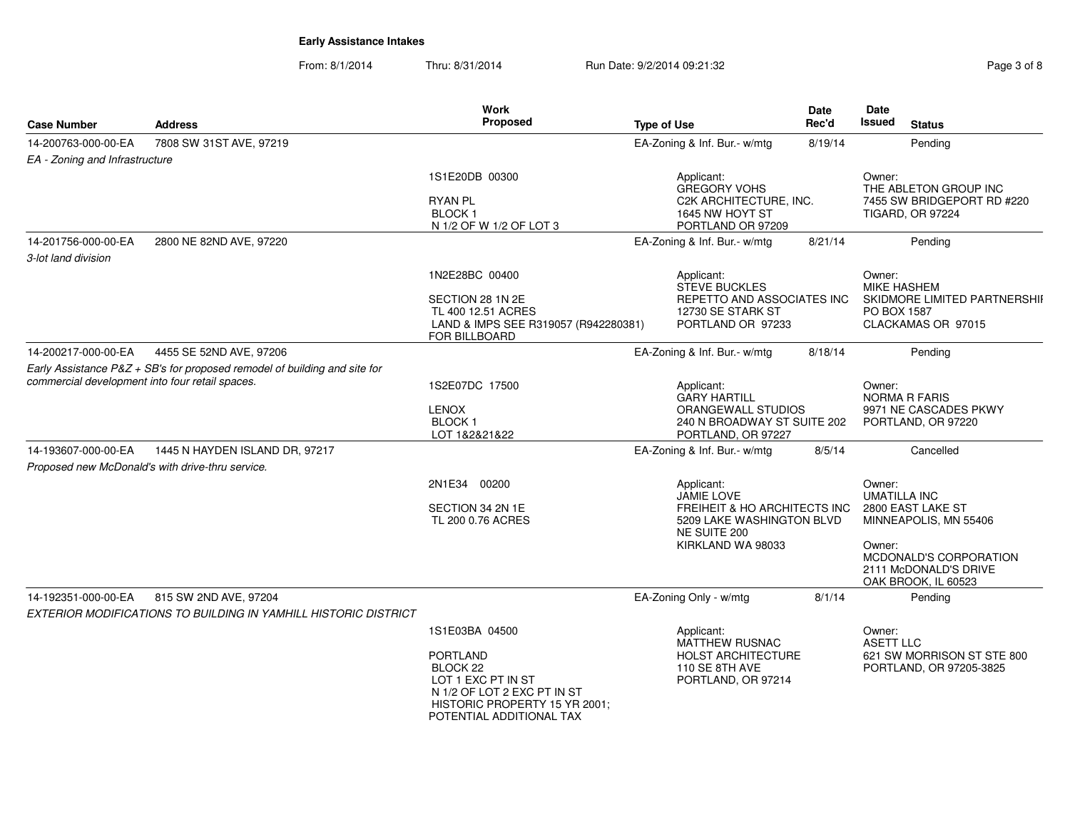**Early Assistance Intakes**

From: 8/1/2014 Thru: 8/31/2014 Run Date: 9/2/2014 09:21:32

| Case Number | Address | Work Proposed | Type of Use | Date Rec'd | Date Issued | Status |
|---|---|---|---|---|---|---|
| 14-200763-000-00-EA | 7808 SW 31ST AVE, 97219 | | EA-Zoning & Inf. Bur.- w/mtg | 8/19/14 | | Pending |
| *EA - Zoning and Infrastructure* | | 1S1E20DB 00300<br>RYAN PL<br>BLOCK 1<br>N 1/2 OF W 1/2 OF LOT 3 | Applicant:<br>GREGORY VOHS<br>C2K ARCHITECTURE, INC.<br>1645 NW HOYT ST<br>PORTLAND OR 97209 | | Owner:<br>THE ABLETON GROUP INC<br>7455 SW BRIDGEPORT RD #220<br>TIGARD, OR 97224 | |
| 14-201756-000-00-EA | 2800 NE 82ND AVE, 97220 | | EA-Zoning & Inf. Bur.- w/mtg | 8/21/14 | | Pending |
| *3-lot land division* | | 1N2E28BC 00400<br>SECTION 28 1N 2E<br>TL 400 12.51 ACRES<br>LAND & IMPS SEE R319057 (R942280381) FOR BILLBOARD | Applicant:<br>STEVE BUCKLES<br>REPETTO AND ASSOCIATES INC<br>12730 SE STARK ST<br>PORTLAND OR 97233 | | Owner:<br>MIKE HASHEM<br>SKIDMORE LIMITED PARTNERSHIP<br>PO BOX 1587<br>CLACKAMAS OR 97015 | |
| 14-200217-000-00-EA | 4455 SE 52ND AVE, 97206 | | EA-Zoning & Inf. Bur.- w/mtg | 8/18/14 | | Pending |
| *Early Assistance P&Z + SB's for proposed remodel of building and site for commercial development into four retail spaces.* | | 1S2E07DC 17500<br>LENOX<br>BLOCK 1<br>LOT 1&2&21&22 | Applicant:<br>GARY HARTILL<br>ORANGEWALL STUDIOS<br>240 N BROADWAY ST SUITE 202<br>PORTLAND, OR 97227 | | Owner:<br>NORMA R FARIS<br>9971 NE CASCADES PKWY<br>PORTLAND, OR 97220 | |
| 14-193607-000-00-EA | 1445 N HAYDEN ISLAND DR, 97217 | | EA-Zoning & Inf. Bur.- w/mtg | 8/5/14 | | Cancelled |
| *Proposed new McDonald's with drive-thru service.* | | 2N1E34 00200<br>SECTION 34 2N 1E<br>TL 200 0.76 ACRES | Applicant:<br>JAMIE LOVE<br>FREIHEIT & HO ARCHITECTS INC<br>5209 LAKE WASHINGTON BLVD NE SUITE 200<br>KIRKLAND WA 98033 | | Owner:<br>UMATILLA INC<br>2800 EAST LAKE ST<br>MINNEAPOLIS, MN 55406<br>Owner:<br>MCDONALD'S CORPORATION<br>2111 McDONALD'S DRIVE<br>OAK BROOK, IL 60523 | |
| 14-192351-000-00-EA | 815 SW 2ND AVE, 97204 | | EA-Zoning Only - w/mtg | 8/1/14 | | Pending |
| *EXTERIOR MODIFICATIONS TO BUILDING IN YAMHILL HISTORIC DISTRICT* | | 1S1E03BA 04500<br>PORTLAND<br>BLOCK 22<br>LOT 1 EXC PT IN ST<br>N 1/2 OF LOT 2 EXC PT IN ST<br>HISTORIC PROPERTY 15 YR 2001;<br>POTENTIAL ADDITIONAL TAX | Applicant:<br>MATTHEW RUSNAC<br>HOLST ARCHITECTURE<br>110 SE 8TH AVE<br>PORTLAND, OR 97214 | | Owner:<br>ASETT LLC<br>621 SW MORRISON ST STE 800<br>PORTLAND, OR 97205-3825 | |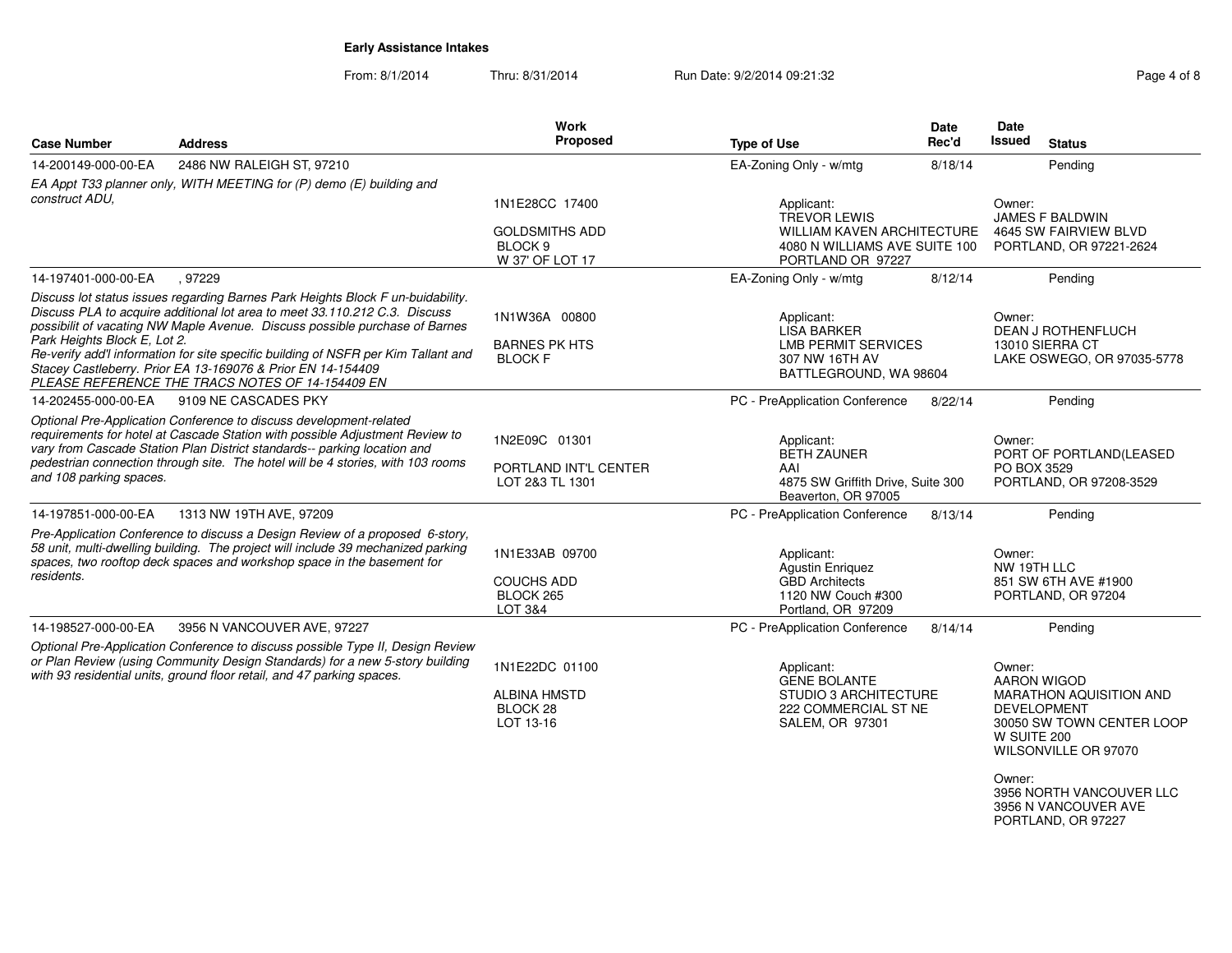**Early Assistance Intakes**

From: 8/1/2014 Thru: 8/31/2014 Run Date: 9/2/2014 09:21:32

| Case Number | Address | Work Proposed | Type of Use | Date Rec'd | Date Issued | Status |
|---|---|---|---|---|---|---|
| 14-200149-000-00-EA | 2486 NW RALEIGH ST, 97210 | | EA-Zoning Only - w/mtg | 8/18/14 | | Pending |
| *EA Appt T33 planner only, WITH MEETING for (P) demo (E) building and construct ADU,* | | 1N1E28CC 17400<br>GOLDSMITHS ADD<br>BLOCK 9<br>W 37' OF LOT 17 | Applicant:<br>TREVOR LEWIS<br>WILLIAM KAVEN ARCHITECTURE<br>4080 N WILLIAMS AVE SUITE 100<br>PORTLAND OR 97227 | | Owner:<br>JAMES F BALDWIN<br>4645 SW FAIRVIEW BLVD<br>PORTLAND, OR 97221-2624 | |
| 14-197401-000-00-EA | , 97229 | | EA-Zoning Only - w/mtg | 8/12/14 | | Pending |
| *Discuss lot status issues regarding Barnes Park Heights Block F un-buidability. Discuss PLA to acquire additional lot area to meet 33.110.212 C.3. Discuss possibilit of vacating NW Maple Avenue. Discuss possible purchase of Barnes Park Heights Block E, Lot 2. Re-verify add'l information for site specific building of NSFR per Kim Tallant and Stacey Castleberry. Prior EA 13-169076 & Prior EN 14-154409 PLEASE REFERENCE THE TRACS NOTES OF 14-154409 EN* | | 1N1W36A 00800<br>BARNES PK HTS<br>BLOCK F | Applicant:<br>LISA BARKER<br>LMB PERMIT SERVICES<br>307 NW 16TH AV<br>BATTLEGROUND, WA 98604 | | Owner:<br>DEAN J ROTHENFLUCH<br>13010 SIERRA CT<br>LAKE OSWEGO, OR 97035-5778 | |
| 14-202455-000-00-EA | 9109 NE CASCADES PKY | | PC - PreApplication Conference | 8/22/14 | | Pending |
| *Optional Pre-Application Conference to discuss development-related requirements for hotel at Cascade Station with possible Adjustment Review to vary from Cascade Station Plan District standards-- parking location and pedestrian connection through site. The hotel will be 4 stories, with 103 rooms and 108 parking spaces.* | | 1N2E09C 01301<br>PORTLAND INT'L CENTER<br>LOT 2&3 TL 1301 | Applicant:<br>BETH ZAUNER<br>AAI<br>4875 SW Griffith Drive, Suite 300<br>Beaverton, OR 97005 | | Owner:<br>PORT OF PORTLAND(LEASED<br>PO BOX 3529<br>PORTLAND, OR 97208-3529 | |
| 14-197851-000-00-EA | 1313 NW 19TH AVE, 97209 | | PC - PreApplication Conference | 8/13/14 | | Pending |
| *Pre-Application Conference to discuss a Design Review of a proposed 6-story, 58 unit, multi-dwelling building. The project will include 39 mechanized parking spaces, two rooftop deck spaces and workshop space in the basement for residents.* | | 1N1E33AB 09700<br>COUCHS ADD<br>BLOCK 265<br>LOT 3&4 | Applicant:<br>Agustin Enriquez<br>GBD Architects<br>1120 NW Couch #300<br>Portland, OR 97209 | | Owner:<br>NW 19TH LLC<br>851 SW 6TH AVE #1900<br>PORTLAND, OR 97204 | |
| 14-198527-000-00-EA | 3956 N VANCOUVER AVE, 97227 | | PC - PreApplication Conference | 8/14/14 | | Pending |
| *Optional Pre-Application Conference to discuss possible Type II, Design Review or Plan Review (using Community Design Standards) for a new 5-story building with 93 residential units, ground floor retail, and 47 parking spaces.* | | 1N1E22DC 01100<br>ALBINA HMSTD<br>BLOCK 28<br>LOT 13-16 | Applicant:<br>GENE BOLANTE<br>STUDIO 3 ARCHITECTURE<br>222 COMMERCIAL ST NE<br>SALEM, OR 97301 | | Owner:<br>AARON WIGOD<br>MARATHON AQUISITION AND DEVELOPMENT<br>30050 SW TOWN CENTER LOOP W SUITE 200<br>WILSONVILLE OR 97070<br><br>Owner:<br>3956 NORTH VANCOUVER LLC<br>3956 N VANCOUVER AVE<br>PORTLAND, OR 97227 | |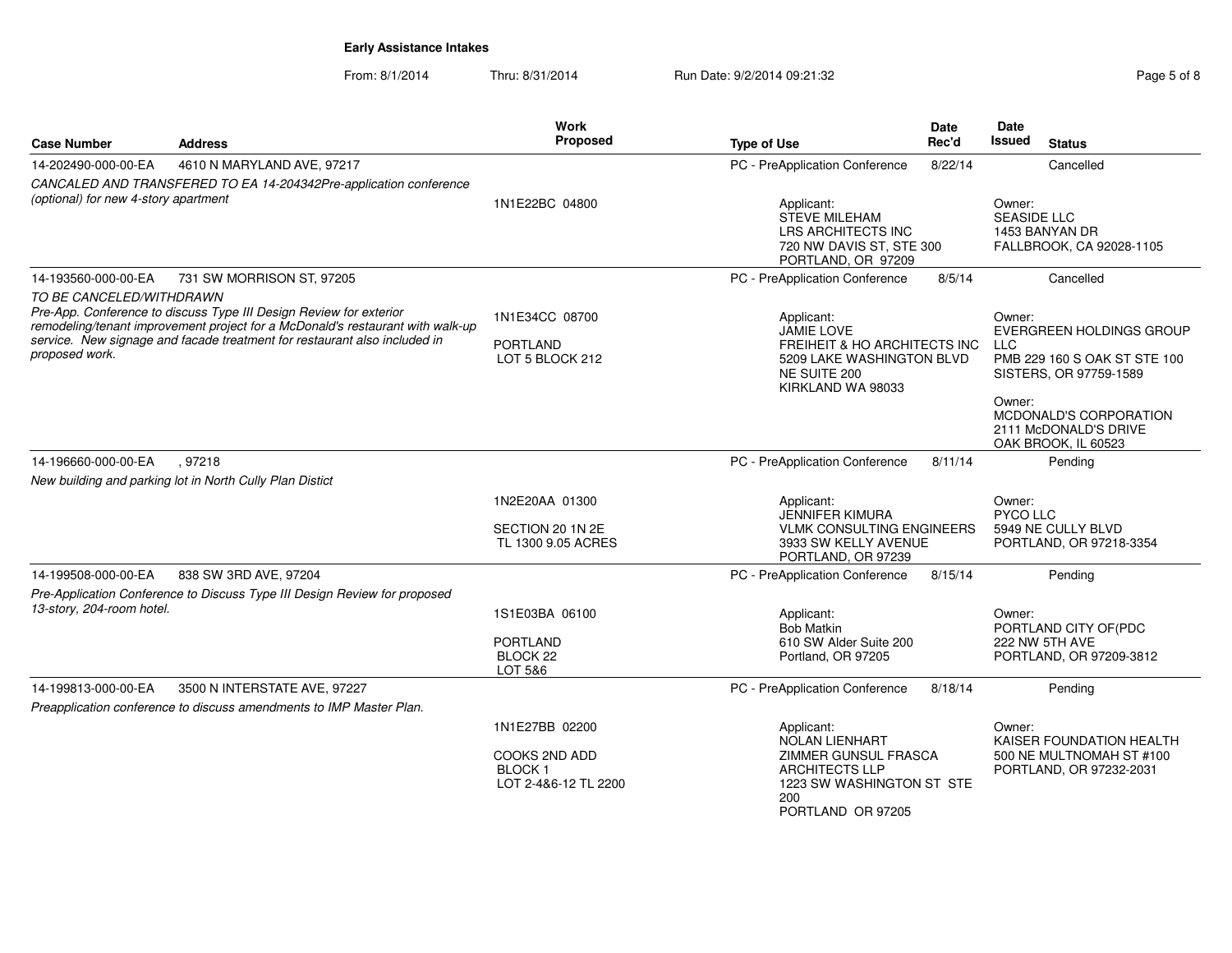**Early Assistance Intakes**

From: 8/1/2014 Thru: 8/31/2014 Run Date: 9/2/2014 09:21:32

| Case Number | Address | Work Proposed | Type of Use | Date Rec'd | Date Issued | Status |
|---|---|---|---|---|---|---|
| 14-202490-000-00-EA | 4610 N MARYLAND AVE, 97217 | | PC - PreApplication Conference | 8/22/14 | | Cancelled |
| *CANCALED AND TRANSFERED TO EA 14-204342Pre-application conference (optional) for new 4-story apartment* | | 1N1E22BC 04800 | Applicant: STEVE MILEHAM LRS ARCHITECTS INC 720 NW DAVIS ST, STE 300 PORTLAND, OR 97209 | | Owner: SEASIDE LLC 1453 BANYAN DR FALLBROOK, CA 92028-1105 | |
| 14-193560-000-00-EA | 731 SW MORRISON ST, 97205 | | PC - PreApplication Conference | 8/5/14 | | Cancelled |
| *TO BE CANCELED/WITHDRAWN Pre-App. Conference to discuss Type III Design Review for exterior remodeling/tenant improvement project for a McDonald's restaurant with walk-up service. New signage and facade treatment for restaurant also included in proposed work.* | | 1N1E34CC 08700 PORTLAND LOT 5 BLOCK 212 | Applicant: JAMIE LOVE FREIHEIT & HO ARCHITECTS INC 5209 LAKE WASHINGTON BLVD NE SUITE 200 KIRKLAND WA 98033 | | Owner: EVERGREEN HOLDINGS GROUP LLC PMB 229 160 S OAK ST STE 100 SISTERS, OR 97759-1589<br>Owner: MCDONALD'S CORPORATION 2111 McDONALD'S DRIVE OAK BROOK, IL 60523 | |
| 14-196660-000-00-EA | , 97218 | | PC - PreApplication Conference | 8/11/14 | | Pending |
| *New building and parking lot in North Cully Plan Distict* | | 1N2E20AA 01300 SECTION 20 1N 2E TL 1300 9.05 ACRES | Applicant: JENNIFER KIMURA VLMK CONSULTING ENGINEERS 3933 SW KELLY AVENUE PORTLAND, OR 97239 | | Owner: PYCO LLC 5949 NE CULLY BLVD PORTLAND, OR 97218-3354 | |
| 14-199508-000-00-EA | 838 SW 3RD AVE, 97204 | | PC - PreApplication Conference | 8/15/14 | | Pending |
| *Pre-Application Conference to Discuss Type III Design Review for proposed 13-story, 204-room hotel.* | | 1S1E03BA 06100 PORTLAND BLOCK 22 LOT 5&6 | Applicant: Bob Matkin 610 SW Alder Suite 200 Portland, OR 97205 | | Owner: PORTLAND CITY OF(PDC 222 NW 5TH AVE PORTLAND, OR 97209-3812 | |
| 14-199813-000-00-EA | 3500 N INTERSTATE AVE, 97227 | | PC - PreApplication Conference | 8/18/14 | | Pending |
| *Preapplication conference to discuss amendments to IMP Master Plan.* | | 1N1E27BB 02200 COOKS 2ND ADD BLOCK 1 LOT 2-4&6-12 TL 2200 | Applicant: NOLAN LIENHART ZIMMER GUNSUL FRASCA ARCHITECTS LLP 1223 SW WASHINGTON ST STE 200 PORTLAND OR 97205 | | Owner: KAISER FOUNDATION HEALTH 500 NE MULTNOMAH ST #100 PORTLAND, OR 97232-2031 | |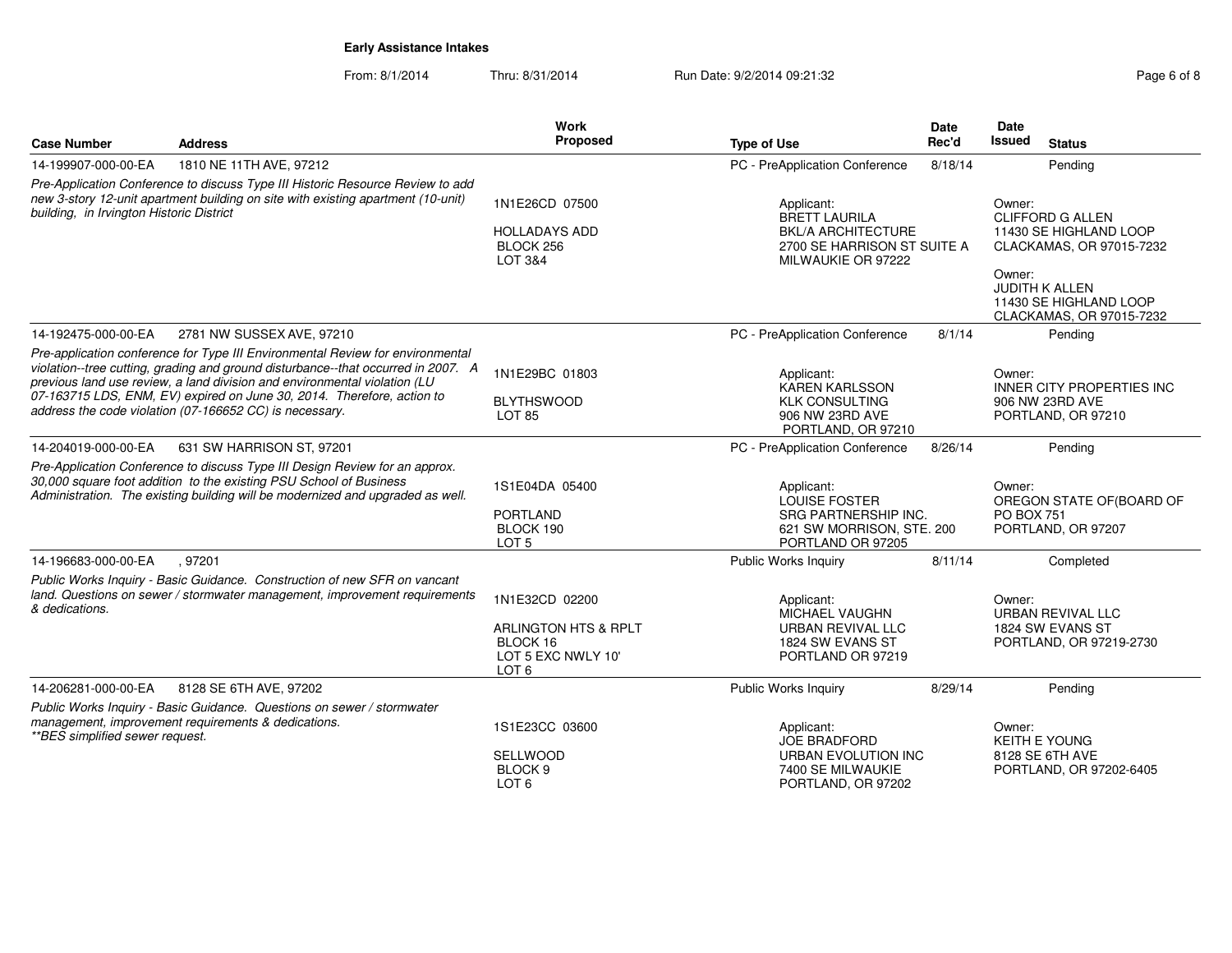**Early Assistance Intakes**

From: 8/1/2014 Thru: 8/31/2014 Run Date: 9/2/2014 09:21:32

| Case Number | Address | Work Proposed | Type of Use | Date Rec'd | Date Issued | Status |
|---|---|---|---|---|---|---|
| 14-199907-000-00-EA | 1810 NE 11TH AVE, 97212 | | PC - PreApplication Conference | 8/18/14 | | Pending |
| *Pre-Application Conference to discuss Type III Historic Resource Review to add new 3-story 12-unit apartment building on site with existing apartment (10-unit) building, in Irvington Historic District* | | 1N1E26CD 07500<br>HOLLADAYS ADD<br>BLOCK 256<br>LOT 3&4 | Applicant:<br>BRETT LAURILA<br>BKL/A ARCHITECTURE<br>2700 SE HARRISON ST SUITE A<br>MILWAUKIE OR 97222 | | Owner:<br>CLIFFORD G ALLEN<br>11430 SE HIGHLAND LOOP<br>CLACKAMAS, OR 97015-7232<br>Owner:<br>JUDITH K ALLEN<br>11430 SE HIGHLAND LOOP<br>CLACKAMAS, OR 97015-7232 | |
| 14-192475-000-00-EA | 2781 NW SUSSEX AVE, 97210 | | PC - PreApplication Conference | 8/1/14 | | Pending |
| *Pre-application conference for Type III Environmental Review for environmental violation--tree cutting, grading and ground disturbance--that occurred in 2007. A previous land use review, a land division and environmental violation (LU 07-163715 LDS, ENM, EV) expired on June 30, 2014. Therefore, action to address the code violation (07-166652 CC) is necessary.* | | 1N1E29BC 01803<br>BLYTHSWOOD<br>LOT 85 | Applicant:<br>KAREN KARLSSON<br>KLK CONSULTING<br>906 NW 23RD AVE<br>PORTLAND, OR 97210 | | Owner:<br>INNER CITY PROPERTIES INC<br>906 NW 23RD AVE<br>PORTLAND, OR 97210 | |
| 14-204019-000-00-EA | 631 SW HARRISON ST, 97201 | | PC - PreApplication Conference | 8/26/14 | | Pending |
| *Pre-Application Conference to discuss Type III Design Review for an approx. 30,000 square foot addition to the existing PSU School of Business Administration. The existing building will be modernized and upgraded as well.* | | 1S1E04DA 05400<br>PORTLAND<br>BLOCK 190<br>LOT 5 | Applicant:<br>LOUISE FOSTER<br>SRG PARTNERSHIP INC.<br>621 SW MORRISON, STE. 200<br>PORTLAND OR 97205 | | Owner:<br>OREGON STATE OF(BOARD OF<br>PO BOX 751<br>PORTLAND, OR 97207 | |
| 14-196683-000-00-EA | , 97201 | | Public Works Inquiry | 8/11/14 | | Completed |
| *Public Works Inquiry - Basic Guidance. Construction of new SFR on vancant land. Questions on sewer / stormwater management, improvement requirements & dedications.* | | 1N1E32CD 02200<br>ARLINGTON HTS & RPLT<br>BLOCK 16<br>LOT 5 EXC NWLY 10'<br>LOT 6 | Applicant:<br>MICHAEL VAUGHN<br>URBAN REVIVAL LLC<br>1824 SW EVANS ST<br>PORTLAND OR 97219 | | Owner:<br>URBAN REVIVAL LLC<br>1824 SW EVANS ST<br>PORTLAND, OR 97219-2730 | |
| 14-206281-000-00-EA | 8128 SE 6TH AVE, 97202 | | Public Works Inquiry | 8/29/14 | | Pending |
| *Public Works Inquiry - Basic Guidance. Questions on sewer / stormwater management, improvement requirements & dedications. **BES simplified sewer request.* | | 1S1E23CC 03600<br>SELLWOOD<br>BLOCK 9<br>LOT 6 | Applicant:<br>JOE BRADFORD<br>URBAN EVOLUTION INC<br>7400 SE MILWAUKIE<br>PORTLAND, OR 97202 | | Owner:<br>KEITH E YOUNG<br>8128 SE 6TH AVE<br>PORTLAND, OR 97202-6405 | |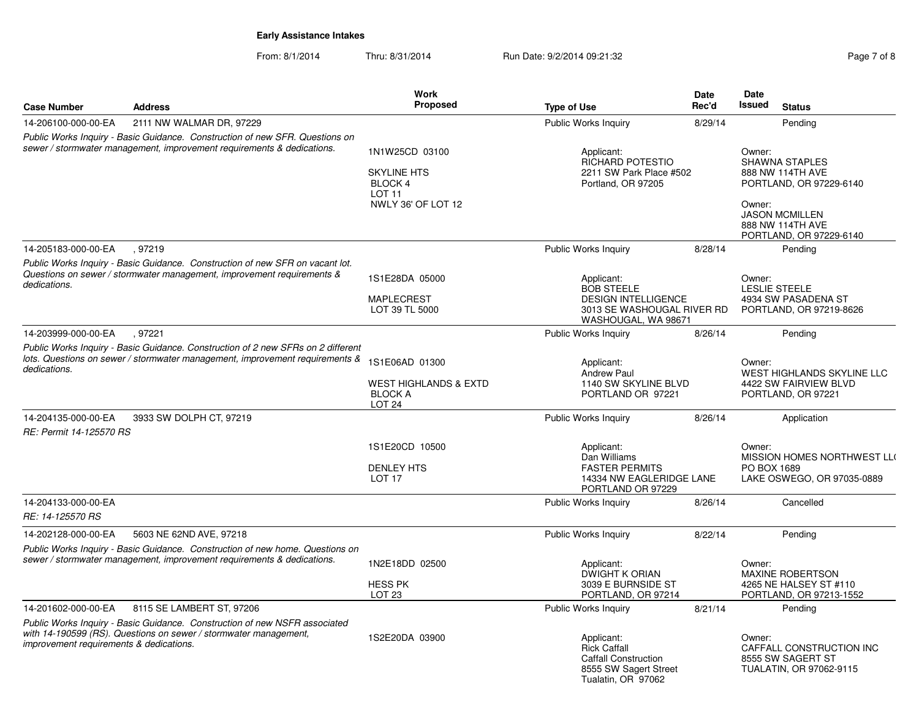## Early Assistance Intakes

From: 8/1/2014 Thru: 8/31/2014 Run Date: 9/2/2014 09:21:32

| Case Number | Address | Work Proposed | Type of Use | Date Rec'd | Date Issued | Status |
|---|---|---|---|---|---|---|
| 14-206100-000-00-EA | 2111 NW WALMAR DR, 97229 | | Public Works Inquiry | 8/29/14 | | Pending |
| *Public Works Inquiry - Basic Guidance. Construction of new SFR. Questions on sewer / stormwater management, improvement requirements & dedications.* | | 1N1W25CD 03100<br><br>SKYLINE HTS<br>BLOCK 4<br>LOT 11<br>NWLY 36' OF LOT 12 | Applicant:<br>RICHARD POTESTIO<br>2211 SW Park Place #502<br>Portland, OR 97205 | | Owner:<br>SHAWNA STAPLES<br>888 NW 114TH AVE<br>PORTLAND, OR 97229-6140<br><br>Owner:<br>JASON MCMILLEN<br>888 NW 114TH AVE<br>PORTLAND, OR 97229-6140 | |
| 14-205183-000-00-EA | , 97219 | | Public Works Inquiry | 8/28/14 | | Pending |
| *Public Works Inquiry - Basic Guidance. Construction of new SFR on vacant lot. Questions on sewer / stormwater management, improvement requirements & dedications.* | | 1S1E28DA 05000<br><br>MAPLECREST<br>LOT 39 TL 5000 | Applicant:<br>BOB STEELE<br>DESIGN INTELLIGENCE<br>3013 SE WASHOUGAL RIVER RD<br>WASHOUGAL, WA 98671 | | Owner:<br>LESLIE STEELE<br>4934 SW PASADENA ST<br>PORTLAND, OR 97219-8626 | |
| 14-203999-000-00-EA | , 97221 | | Public Works Inquiry | 8/26/14 | | Pending |
| *Public Works Inquiry - Basic Guidance. Construction of 2 new SFRs on 2 different lots. Questions on sewer / stormwater management, improvement requirements & dedications.* | | 1S1E06AD 01300<br><br>WEST HIGHLANDS & EXTD<br>BLOCK A<br>LOT 24 | Applicant:<br>Andrew Paul<br>1140 SW SKYLINE BLVD<br>PORTLAND OR 97221 | | Owner:<br>WEST HIGHLANDS SKYLINE LLC<br>4422 SW FAIRVIEW BLVD<br>PORTLAND, OR 97221 | |
| 14-204135-000-00-EA | 3933 SW DOLPH CT, 97219 | | Public Works Inquiry | 8/26/14 | | Application |
| *RE: Permit 14-125570 RS* | | 1S1E20CD 10500<br><br>DENLEY HTS<br>LOT 17 | Applicant:<br>Dan Williams<br>FASTER PERMITS<br>14334 NW EAGLERIDGE LANE<br>PORTLAND OR 97229 | | Owner:<br>MISSION HOMES NORTHWEST LL(<br>PO BOX 1689<br>LAKE OSWEGO, OR 97035-0889 | |
| 14-204133-000-00-EA | | | Public Works Inquiry | 8/26/14 | | Cancelled |
| *RE: 14-125570 RS* | | | | | | |
| 14-202128-000-00-EA | 5603 NE 62ND AVE, 97218 | | Public Works Inquiry | 8/22/14 | | Pending |
| *Public Works Inquiry - Basic Guidance. Construction of new home. Questions on sewer / stormwater management, improvement requirements & dedications.* | | 1N2E18DD 02500<br><br>HESS PK<br>LOT 23 | Applicant:<br>DWIGHT K ORIAN<br>3039 E BURNSIDE ST<br>PORTLAND, OR 97214 | | Owner:<br>MAXINE ROBERTSON<br>4265 NE HALSEY ST #110<br>PORTLAND, OR 97213-1552 | |
| 14-201602-000-00-EA | 8115 SE LAMBERT ST, 97206 | | Public Works Inquiry | 8/21/14 | | Pending |
| *Public Works Inquiry - Basic Guidance. Construction of new NSFR associated with 14-190599 (RS). Questions on sewer / stormwater management, improvement requirements & dedications.* | | 1S2E20DA 03900 | Applicant:<br>Rick Caffall<br>Caffall Construction<br>8555 SW Sagert Street<br>Tualatin, OR 97062 | | Owner:<br>CAFFALL CONSTRUCTION INC<br>8555 SW SAGERT ST<br>TUALATIN, OR 97062-9115 | |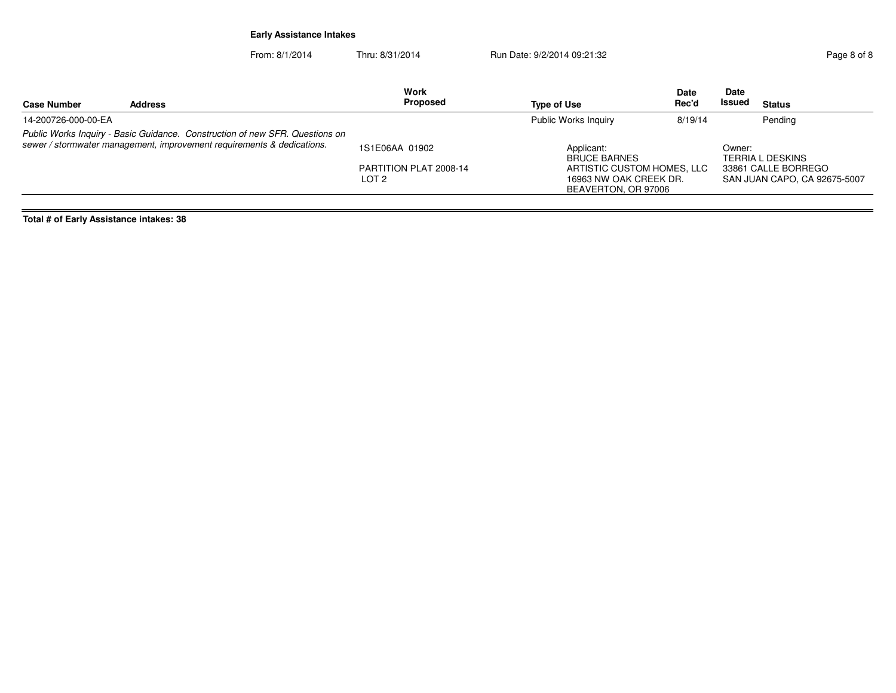**Early Assistance Intakes**

From: 8/1/2014 Thru: 8/31/2014 Run Date: 9/2/2014 09:21:32

| Case Number | Address | Work Proposed | Type of Use | Date Rec'd | Date Issued | Status |
|---|---|---|---|---|---|---|
| 14-200726-000-00-EA | | | Public Works Inquiry | 8/19/14 | | Pending |
| *Public Works Inquiry - Basic Guidance. Construction of new SFR. Questions on sewer / stormwater management, improvement requirements & dedications.* | | 1S1E06AA 01902<br><br>PARTITION PLAT 2008-14<br>LOT 2 | Applicant:<br>BRUCE BARNES<br>ARTISTIC CUSTOM HOMES, LLC<br>16963 NW OAK CREEK DR.<br>BEAVERTON, OR 97006 | | Owner:<br>TERRIA L DESKINS<br>33861 CALLE BORREGO<br>SAN JUAN CAPO, CA 92675-5007 | |

**Total # of Early Assistance intakes: 38**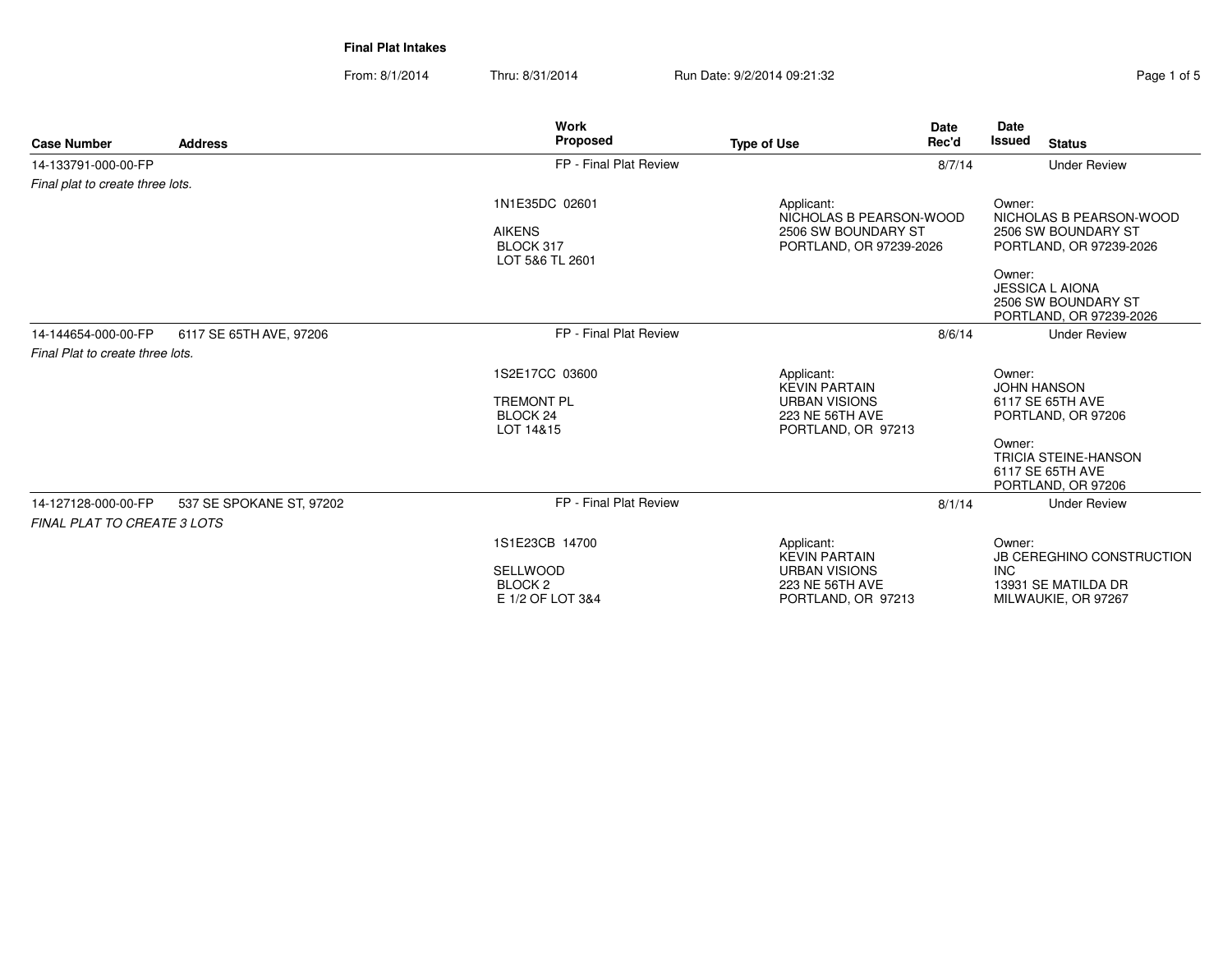**Final Plat Intakes**

From: 8/1/2014 Thru: 8/31/2014 Run Date: 9/2/2014 09:21:32

| Case Number | Address | Work Proposed | Type of Use | Date Rec'd | Date Issued | Status |
|---|---|---|---|---|---|---|
| 14-133791-000-00-FP | | FP - Final Plat Review | | 8/7/14 | | Under Review |
| *Final plat to create three lots.* | | 1N1E35DC 02601<br><br>AIKENS<br>BLOCK 317<br>LOT 5&6 TL 2601 | Applicant:<br>NICHOLAS B PEARSON-WOOD<br>2506 SW BOUNDARY ST<br>PORTLAND, OR 97239-2026 | | Owner:<br>NICHOLAS B PEARSON-WOOD<br>2506 SW BOUNDARY ST<br>PORTLAND, OR 97239-2026<br><br>Owner:<br>JESSICA L AIONA<br>2506 SW BOUNDARY ST<br>PORTLAND, OR 97239-2026 | |
| 14-144654-000-00-FP | 6117 SE 65TH AVE, 97206 | FP - Final Plat Review | | 8/6/14 | | Under Review |
| *Final Plat to create three lots.* | | 1S2E17CC 03600<br><br>TREMONT PL<br>BLOCK 24<br>LOT 14&15 | Applicant:<br>KEVIN PARTAIN<br>URBAN VISIONS<br>223 NE 56TH AVE<br>PORTLAND, OR 97213 | | Owner:<br>JOHN HANSON<br>6117 SE 65TH AVE<br>PORTLAND, OR 97206<br><br>Owner:<br>TRICIA STEINE-HANSON<br>6117 SE 65TH AVE<br>PORTLAND, OR 97206 | |
| 14-127128-000-00-FP | 537 SE SPOKANE ST, 97202 | FP - Final Plat Review | | 8/1/14 | | Under Review |
| *FINAL PLAT TO CREATE 3 LOTS* | | 1S1E23CB 14700<br><br>SELLWOOD<br>BLOCK 2<br>E 1/2 OF LOT 3&4 | Applicant:<br>KEVIN PARTAIN<br>URBAN VISIONS<br>223 NE 56TH AVE<br>PORTLAND, OR 97213 | | Owner:<br>JB CEREGHINO CONSTRUCTION INC<br>13931 SE MATILDA DR<br>MILWAUKIE, OR 97267 | |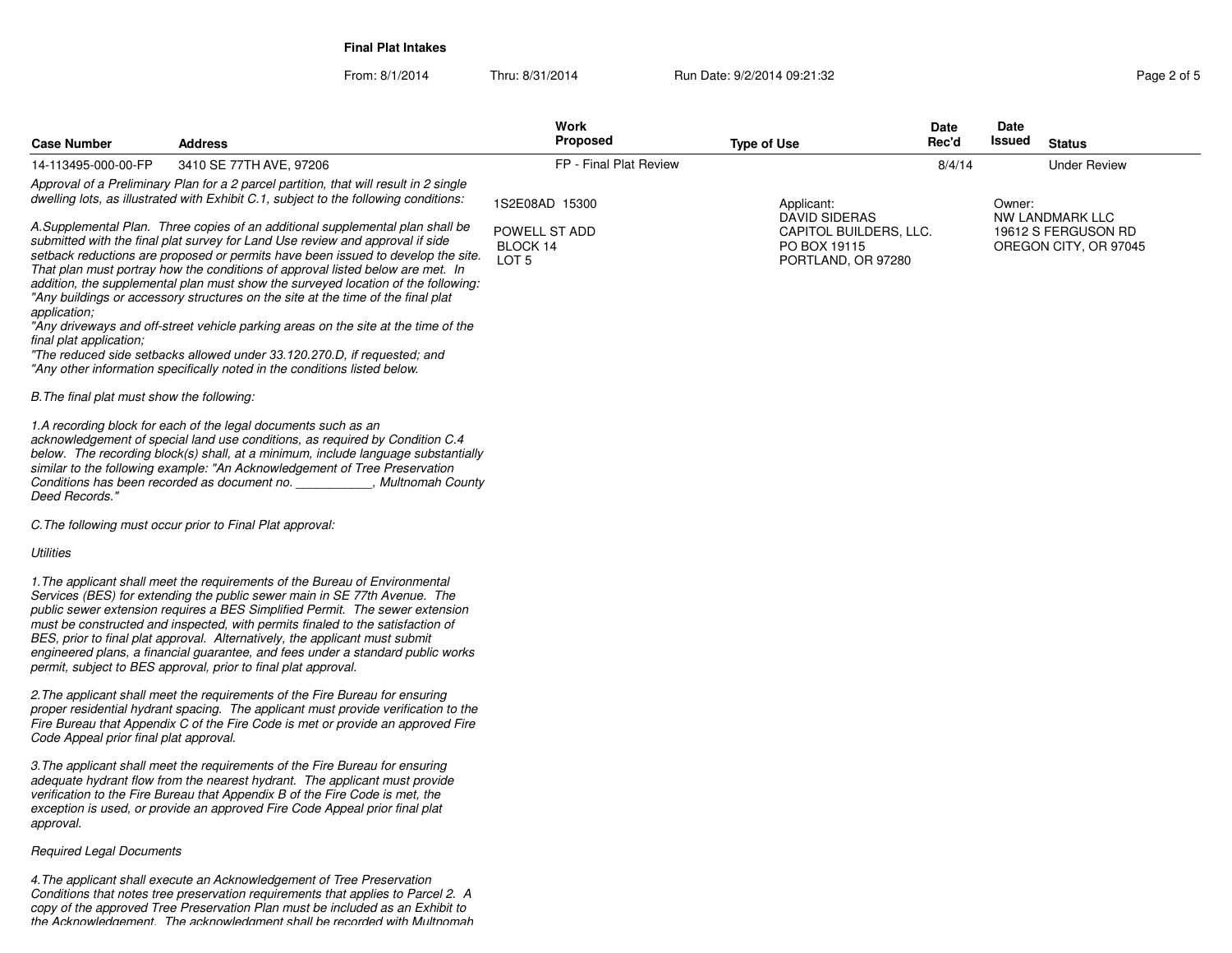**Final Plat Intakes**

From: 8/1/2014 Thru: 8/31/2014 Run Date: 9/2/2014 09:21:32

| Case Number | Address | Work Proposed | Type of Use | Date Rec'd | Date Issued | Status |
|---|---|---|---|---|---|---|
| 14-113495-000-00-FP | 3410 SE 77TH AVE, 97206 | FP - Final Plat Review | | 8/4/14 | | Under Review |

1S2E08AD 15300

POWELL ST ADD
BLOCK 14
LOT 5

Applicant:
DAVID SIDERAS
CAPITOL BUILDERS, LLC.
PO BOX 19115
PORTLAND, OR 97280

Owner:
NW LANDMARK LLC
19612 S FERGUSON RD
OREGON CITY, OR 97045

*Approval of a Preliminary Plan for a 2 parcel partition, that will result in 2 single dwelling lots, as illustrated with Exhibit C.1, subject to the following conditions:*

*A.Supplemental Plan. Three copies of an additional supplemental plan shall be submitted with the final plat survey for Land Use review and approval if side setback reductions are proposed or permits have been issued to develop the site. That plan must portray how the conditions of approval listed below are met. In addition, the supplemental plan must show the surveyed location of the following:*
*"Any buildings or accessory structures on the site at the time of the final plat application;*
*"Any driveways and off-street vehicle parking areas on the site at the time of the final plat application;*
*"The reduced side setbacks allowed under 33.120.270.D, if requested; and*
*"Any other information specifically noted in the conditions listed below.*

*B.The final plat must show the following:*

*1.A recording block for each of the legal documents such as an acknowledgement of special land use conditions, as required by Condition C.4 below. The recording block(s) shall, at a minimum, include language substantially similar to the following example: "An Acknowledgement of Tree Preservation Conditions has been recorded as document no. ___________, Multnomah County Deed Records."*

*C.The following must occur prior to Final Plat approval:*

*Utilities*

*1.The applicant shall meet the requirements of the Bureau of Environmental Services (BES) for extending the public sewer main in SE 77th Avenue. The public sewer extension requires a BES Simplified Permit. The sewer extension must be constructed and inspected, with permits finaled to the satisfaction of BES, prior to final plat approval. Alternatively, the applicant must submit engineered plans, a financial guarantee, and fees under a standard public works permit, subject to BES approval, prior to final plat approval.*

*2.The applicant shall meet the requirements of the Fire Bureau for ensuring proper residential hydrant spacing. The applicant must provide verification to the Fire Bureau that Appendix C of the Fire Code is met or provide an approved Fire Code Appeal prior final plat approval.*

*3.The applicant shall meet the requirements of the Fire Bureau for ensuring adequate hydrant flow from the nearest hydrant. The applicant must provide verification to the Fire Bureau that Appendix B of the Fire Code is met, the exception is used, or provide an approved Fire Code Appeal prior final plat approval.*

*Required Legal Documents*

*4.The applicant shall execute an Acknowledgement of Tree Preservation Conditions that notes tree preservation requirements that applies to Parcel 2. A copy of the approved Tree Preservation Plan must be included as an Exhibit to the Acknowledgement. The acknowledgment shall be recorded with Multnomah*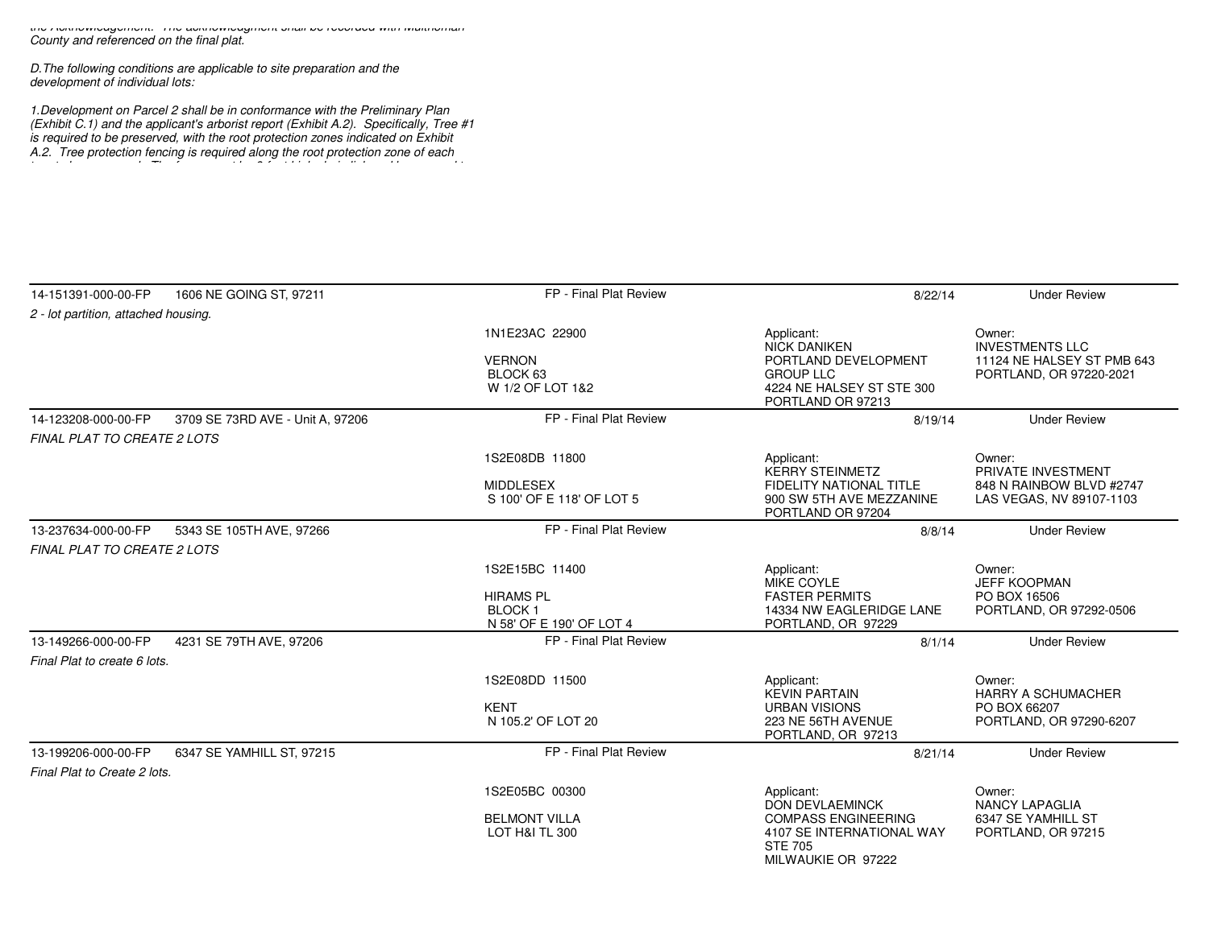*the Acknowledgement. The acknowledgment shall be recorded with Multnomah County and referenced on the final plat.*

*D.The following conditions are applicable to site preparation and the development of individual lots:*

*1.Development on Parcel 2 shall be in conformance with the Preliminary Plan (Exhibit C.1) and the applicant's arborist report (Exhibit A.2). Specifically, Tree #1 is required to be preserved, with the root protection zones indicated on Exhibit A.2. Tree protection fencing is required along the root protection zone of each*

| 14-151391-000-00-FP | 1606 NE GOING ST, 97211 | FP - Final Plat Review | 8/22/14 | Under Review |
|---|---|---|---|---|
| *2 - lot partition, attached housing.* | | | | |
| | | 1N1E23AC 22900<br><br>VERNON<br>BLOCK 63<br>W 1/2 OF LOT 1&2 | Applicant:<br>NICK DANIKEN<br>PORTLAND DEVELOPMENT GROUP LLC<br>4224 NE HALSEY ST STE 300<br>PORTLAND OR 97213 | Owner:<br>INVESTMENTS LLC<br>11124 NE HALSEY ST PMB 643<br>PORTLAND, OR 97220-2021 |
| 14-123208-000-00-FP | 3709 SE 73RD AVE - Unit A, 97206 | FP - Final Plat Review | 8/19/14 | Under Review |
| *FINAL PLAT TO CREATE 2 LOTS* | | | | |
| | | 1S2E08DB 11800<br><br>MIDDLESEX<br>S 100' OF E 118' OF LOT 5 | Applicant:<br>KERRY STEINMETZ<br>FIDELITY NATIONAL TITLE<br>900 SW 5TH AVE MEZZANINE<br>PORTLAND OR 97204 | Owner:<br>PRIVATE INVESTMENT<br>848 N RAINBOW BLVD #2747<br>LAS VEGAS, NV 89107-1103 |
| 13-237634-000-00-FP | 5343 SE 105TH AVE, 97266 | FP - Final Plat Review | 8/8/14 | Under Review |
| *FINAL PLAT TO CREATE 2 LOTS* | | | | |
| | | 1S2E15BC 11400<br><br>HIRAMS PL<br>BLOCK 1<br>N 58' OF E 190' OF LOT 4 | Applicant:<br>MIKE COYLE<br>FASTER PERMITS<br>14334 NW EAGLERIDGE LANE<br>PORTLAND, OR 97229 | Owner:<br>JEFF KOOPMAN<br>PO BOX 16506<br>PORTLAND, OR 97292-0506 |
| 13-149266-000-00-FP | 4231 SE 79TH AVE, 97206 | FP - Final Plat Review | 8/1/14 | Under Review |
| *Final Plat to create 6 lots.* | | | | |
| | | 1S2E08DD 11500<br><br>KENT<br>N 105.2' OF LOT 20 | Applicant:<br>KEVIN PARTAIN<br>URBAN VISIONS<br>223 NE 56TH AVENUE<br>PORTLAND, OR 97213 | Owner:<br>HARRY A SCHUMACHER<br>PO BOX 66207<br>PORTLAND, OR 97290-6207 |
| 13-199206-000-00-FP | 6347 SE YAMHILL ST, 97215 | FP - Final Plat Review | 8/21/14 | Under Review |
| *Final Plat to Create 2 lots.* | | | | |
| | | 1S2E05BC 00300<br><br>BELMONT VILLA<br>LOT H&I TL 300 | Applicant:<br>DON DEVLAEMINCK<br>COMPASS ENGINEERING<br>4107 SE INTERNATIONAL WAY STE 705<br>MILWAUKIE OR 97222 | Owner:<br>NANCY LAPAGLIA<br>6347 SE YAMHILL ST<br>PORTLAND, OR 97215 |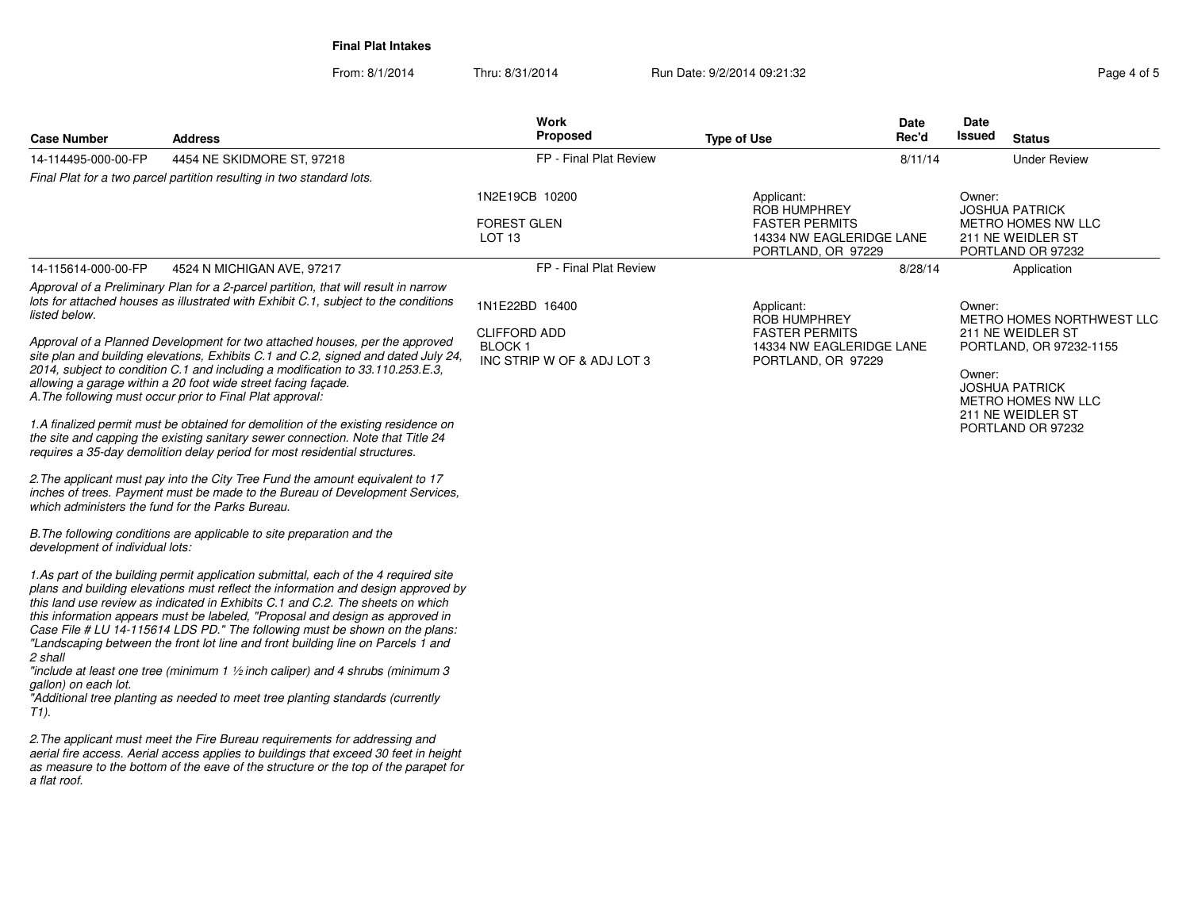**Final Plat Intakes**

From: 8/1/2014 Thru: 8/31/2014 Run Date: 9/2/2014 09:21:32

| Case Number | Address | Work Proposed | Type of Use | Date Rec'd | Date Issued | Status |
|---|---|---|---|---|---|---|
| 14-114495-000-00-FP | 4454 NE SKIDMORE ST, 97218 | FP - Final Plat Review | | 8/11/14 | | Under Review |
| 14-115614-000-00-FP | 4524 N MICHIGAN AVE, 97217 | FP - Final Plat Review | | 8/28/14 | | Application |

**14-114495-000-00-FP** — 4454 NE SKIDMORE ST, 97218

*Final Plat for a two parcel partition resulting in two standard lots.*

1N2E19CB 10200

FOREST GLEN
LOT 13

Applicant:
ROB HUMPHREY
FASTER PERMITS
14334 NW EAGLERIDGE LANE
PORTLAND, OR 97229

Owner:
JOSHUA PATRICK
METRO HOMES NW LLC
211 NE WEIDLER ST
PORTLAND OR 97232

**14-115614-000-00-FP** — 4524 N MICHIGAN AVE, 97217

*Approval of a Preliminary Plan for a 2-parcel partition, that will result in narrow lots for attached houses as illustrated with Exhibit C.1, subject to the conditions listed below.*

*Approval of a Planned Development for two attached houses, per the approved site plan and building elevations, Exhibits C.1 and C.2, signed and dated July 24, 2014, subject to condition C.1 and including a modification to 33.110.253.E.3, allowing a garage within a 20 foot wide street facing façade.*
*A.The following must occur prior to Final Plat approval:*

*1.A finalized permit must be obtained for demolition of the existing residence on the site and capping the existing sanitary sewer connection. Note that Title 24 requires a 35-day demolition delay period for most residential structures.*

*2.The applicant must pay into the City Tree Fund the amount equivalent to 17 inches of trees. Payment must be made to the Bureau of Development Services, which administers the fund for the Parks Bureau.*

*B.The following conditions are applicable to site preparation and the development of individual lots:*

*1.As part of the building permit application submittal, each of the 4 required site plans and building elevations must reflect the information and design approved by this land use review as indicated in Exhibits C.1 and C.2. The sheets on which this information appears must be labeled, "Proposal and design as approved in Case File # LU 14-115614 LDS PD." The following must be shown on the plans:*
*"Landscaping between the front lot line and front building line on Parcels 1 and 2 shall*
*"include at least one tree (minimum 1 ½ inch caliper) and 4 shrubs (minimum 3 gallon) on each lot.*
*"Additional tree planting as needed to meet tree planting standards (currently T1).*

*2.The applicant must meet the Fire Bureau requirements for addressing and aerial fire access. Aerial access applies to buildings that exceed 30 feet in height as measure to the bottom of the eave of the structure or the top of the parapet for a flat roof.*

1N1E22BD 16400

CLIFFORD ADD
BLOCK 1
INC STRIP W OF & ADJ LOT 3

Applicant:
ROB HUMPHREY
FASTER PERMITS
14334 NW EAGLERIDGE LANE
PORTLAND, OR 97229

Owner:
METRO HOMES NORTHWEST LLC
211 NE WEIDLER ST
PORTLAND, OR 97232-1155

Owner:
JOSHUA PATRICK
METRO HOMES NW LLC
211 NE WEIDLER ST
PORTLAND OR 97232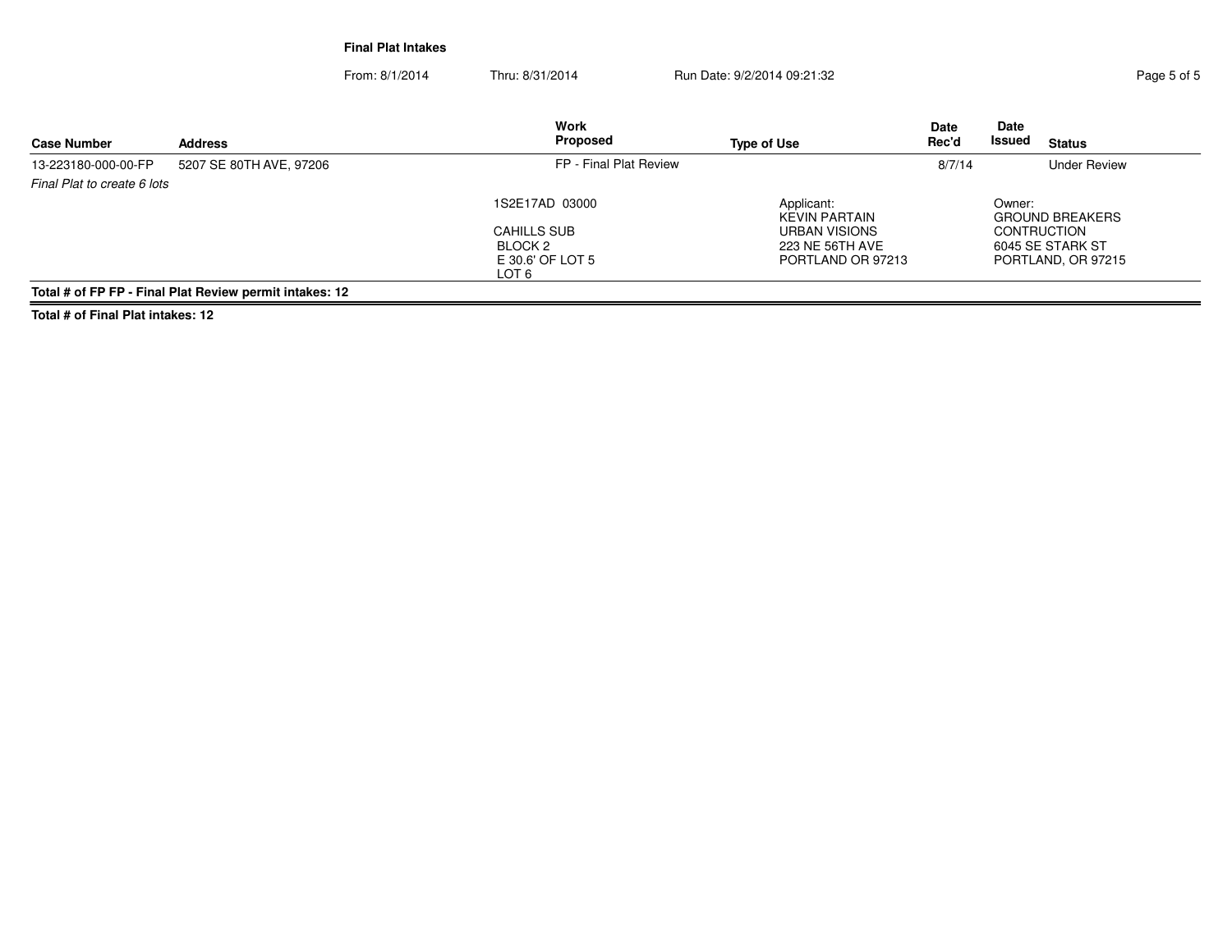**Final Plat Intakes**

From: 8/1/2014 Thru: 8/31/2014 Run Date: 9/2/2014 09:21:32

| Case Number | Address | Work Proposed | Type of Use | Date Rec'd | Date Issued | Status |
|---|---|---|---|---|---|---|
| 13-223180-000-00-FP | 5207 SE 80TH AVE, 97206 | FP - Final Plat Review | | 8/7/14 | | Under Review |
| *Final Plat to create 6 lots* | | 1S2E17AD 03000<br><br>CAHILLS SUB<br>BLOCK 2<br>E 30.6' OF LOT 5<br>LOT 6 | Applicant:<br>KEVIN PARTAIN<br>URBAN VISIONS<br>223 NE 56TH AVE<br>PORTLAND OR 97213 | | Owner:<br>GROUND BREAKERS<br>CONTRUCTION<br>6045 SE STARK ST<br>PORTLAND, OR 97215 | |

**Total # of FP FP - Final Plat Review permit intakes: 12**

**Total # of Final Plat intakes: 12**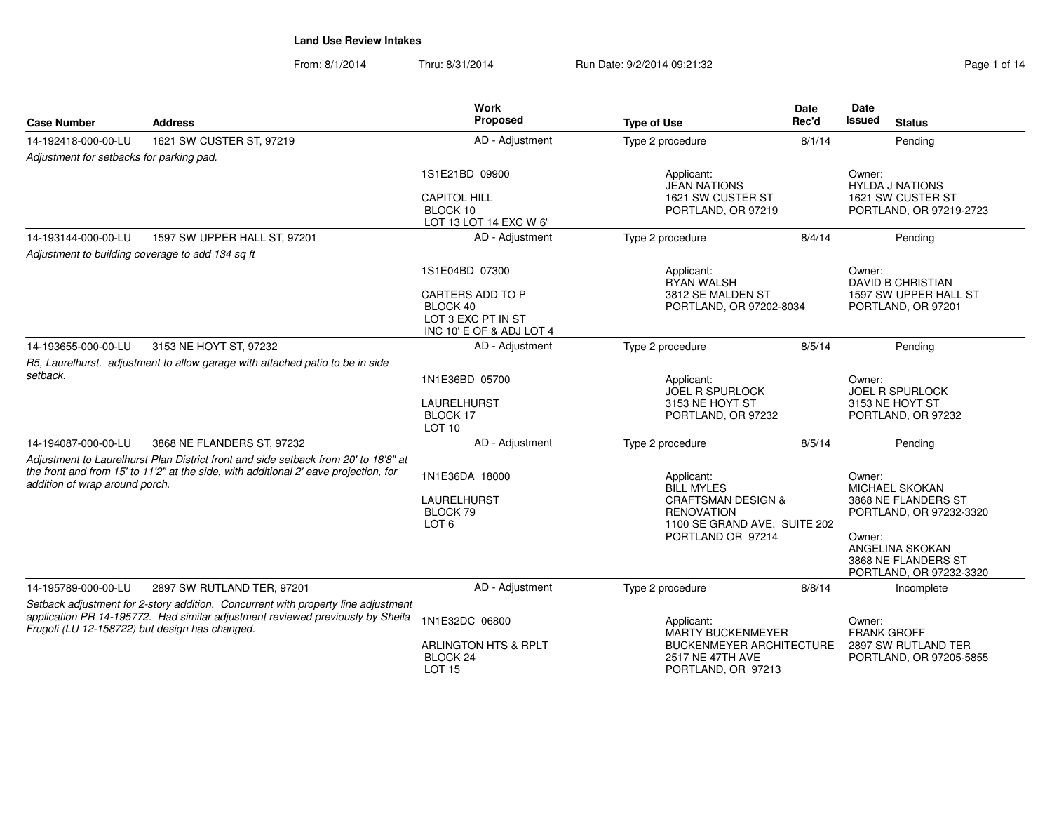# Land Use Review Intakes

From: 8/1/2014 Thru: 8/31/2014 Run Date: 9/2/2014 09:21:32

| Case Number | Address | Work Proposed | Type of Use | Date Rec'd | Date Issued | Status |
|---|---|---|---|---|---|---|
| 14-192418-000-00-LU | 1621 SW CUSTER ST, 97219 | AD - Adjustment | Type 2 procedure | 8/1/14 | | Pending |
| *Adjustment for setbacks for parking pad.* | | 1S1E21BD 09900<br>CAPITOL HILL<br>BLOCK 10<br>LOT 13 LOT 14 EXC W 6' | Applicant:<br>JEAN NATIONS<br>1621 SW CUSTER ST<br>PORTLAND, OR 97219 | | Owner:<br>HYLDA J NATIONS<br>1621 SW CUSTER ST<br>PORTLAND, OR 97219-2723 | |
| 14-193144-000-00-LU | 1597 SW UPPER HALL ST, 97201 | AD - Adjustment | Type 2 procedure | 8/4/14 | | Pending |
| *Adjustment to building coverage to add 134 sq ft* | | 1S1E04BD 07300<br>CARTERS ADD TO P<br>BLOCK 40<br>LOT 3 EXC PT IN ST<br>INC 10' E OF & ADJ LOT 4 | Applicant:<br>RYAN WALSH<br>3812 SE MALDEN ST<br>PORTLAND, OR 97202-8034 | | Owner:<br>DAVID B CHRISTIAN<br>1597 SW UPPER HALL ST<br>PORTLAND, OR 97201 | |
| 14-193655-000-00-LU | 3153 NE HOYT ST, 97232 | AD - Adjustment | Type 2 procedure | 8/5/14 | | Pending |
| *R5, Laurelhurst. adjustment to allow garage with attached patio to be in side setback.* | | 1N1E36BD 05700<br>LAURELHURST<br>BLOCK 17<br>LOT 10 | Applicant:<br>JOEL R SPURLOCK<br>3153 NE HOYT ST<br>PORTLAND, OR 97232 | | Owner:<br>JOEL R SPURLOCK<br>3153 NE HOYT ST<br>PORTLAND, OR 97232 | |
| 14-194087-000-00-LU | 3868 NE FLANDERS ST, 97232 | AD - Adjustment | Type 2 procedure | 8/5/14 | | Pending |
| *Adjustment to Laurelhurst Plan District front and side setback from 20' to 18'8" at the front and from 15' to 11'2" at the side, with additional 2' eave projection, for addition of wrap around porch.* | | 1N1E36DA 18000<br>LAURELHURST<br>BLOCK 79<br>LOT 6 | Applicant:<br>BILL MYLES<br>CRAFTSMAN DESIGN & RENOVATION<br>1100 SE GRAND AVE. SUITE 202<br>PORTLAND OR 97214 | | Owner:<br>MICHAEL SKOKAN<br>3868 NE FLANDERS ST<br>PORTLAND, OR 97232-3320<br>Owner:<br>ANGELINA SKOKAN<br>3868 NE FLANDERS ST<br>PORTLAND, OR 97232-3320 | |
| 14-195789-000-00-LU | 2897 SW RUTLAND TER, 97201 | AD - Adjustment | Type 2 procedure | 8/8/14 | | Incomplete |
| *Setback adjustment for 2-story addition. Concurrent with property line adjustment application PR 14-195772. Had similar adjustment reviewed previously by Sheila Frugoli (LU 12-158722) but design has changed.* | | 1N1E32DC 06800<br>ARLINGTON HTS & RPLT<br>BLOCK 24<br>LOT 15 | Applicant:<br>MARTY BUCKENMEYER<br>BUCKENMEYER ARCHITECTURE<br>2517 NE 47TH AVE<br>PORTLAND, OR 97213 | | Owner:<br>FRANK GROFF<br>2897 SW RUTLAND TER<br>PORTLAND, OR 97205-5855 | |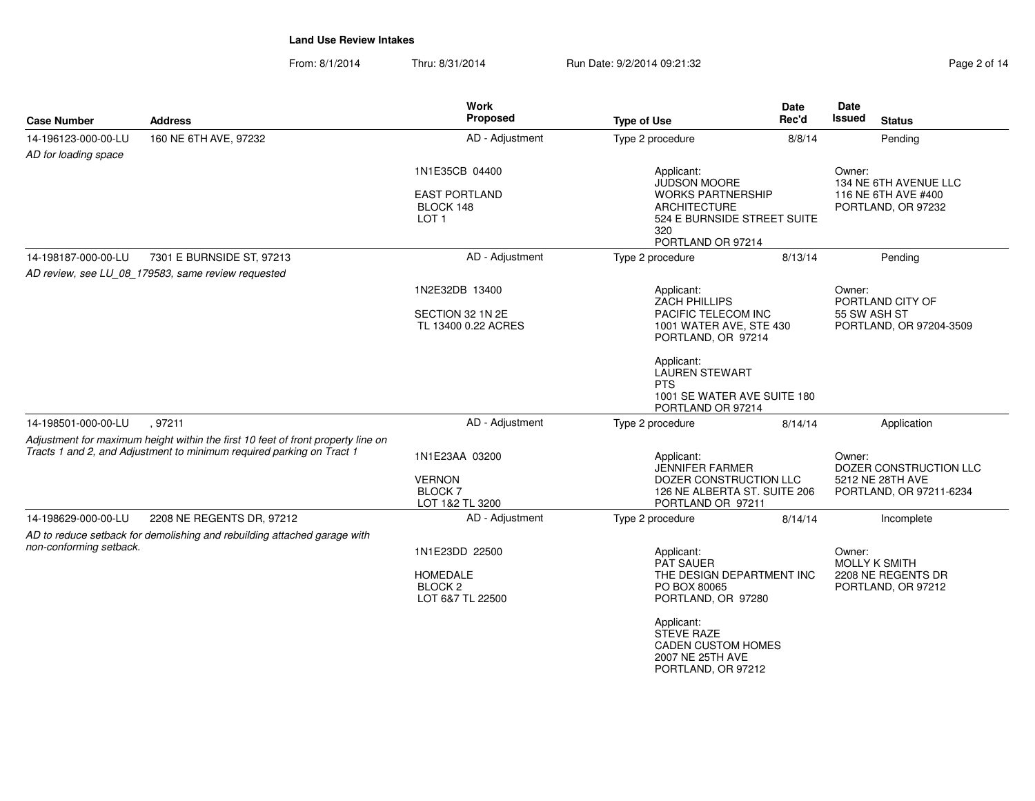**Land Use Review Intakes**

From: 8/1/2014 Thru: 8/31/2014 Run Date: 9/2/2014 09:21:32

| Case Number | Address | Work Proposed | Type of Use | Date Rec'd | Date Issued | Status |
|---|---|---|---|---|---|---|
| 14-196123-000-00-LU | 160 NE 6TH AVE, 97232 | AD - Adjustment | Type 2 procedure | 8/8/14 | | Pending |
| *AD for loading space* | | 1N1E35CB 04400<br>EAST PORTLAND<br>BLOCK 148<br>LOT 1 | Applicant:<br>JUDSON MOORE<br>WORKS PARTNERSHIP ARCHITECTURE<br>524 E BURNSIDE STREET SUITE 320<br>PORTLAND OR 97214 | | Owner:<br>134 NE 6TH AVENUE LLC<br>116 NE 6TH AVE #400<br>PORTLAND, OR 97232 | |
| 14-198187-000-00-LU | 7301 E BURNSIDE ST, 97213 | AD - Adjustment | Type 2 procedure | 8/13/14 | | Pending |
| *AD review, see LU_08_179583, same review requested* | | 1N2E32DB 13400<br>SECTION 32 1N 2E<br>TL 13400 0.22 ACRES | Applicant:<br>ZACH PHILLIPS<br>PACIFIC TELECOM INC<br>1001 WATER AVE, STE 430<br>PORTLAND, OR 97214<br><br>Applicant:<br>LAUREN STEWART<br>PTS<br>1001 SE WATER AVE SUITE 180<br>PORTLAND OR 97214 | | Owner:<br>PORTLAND CITY OF<br>55 SW ASH ST<br>PORTLAND, OR 97204-3509 | |
| 14-198501-000-00-LU | , 97211 | AD - Adjustment | Type 2 procedure | 8/14/14 | | Application |
| *Adjustment for maximum height within the first 10 feet of front property line on Tracts 1 and 2, and Adjustment to minimum required parking on Tract 1* | | 1N1E23AA 03200<br>VERNON<br>BLOCK 7<br>LOT 1&2 TL 3200 | Applicant:<br>JENNIFER FARMER<br>DOZER CONSTRUCTION LLC<br>126 NE ALBERTA ST. SUITE 206<br>PORTLAND OR 97211 | | Owner:<br>DOZER CONSTRUCTION LLC<br>5212 NE 28TH AVE<br>PORTLAND, OR 97211-6234 | |
| 14-198629-000-00-LU | 2208 NE REGENTS DR, 97212 | AD - Adjustment | Type 2 procedure | 8/14/14 | | Incomplete |
| *AD to reduce setback for demolishing and rebuilding attached garage with non-conforming setback.* | | 1N1E23DD 22500<br>HOMEDALE<br>BLOCK 2<br>LOT 6&7 TL 22500 | Applicant:<br>PAT SAUER<br>THE DESIGN DEPARTMENT INC<br>PO BOX 80065<br>PORTLAND, OR 97280<br><br>Applicant:<br>STEVE RAZE<br>CADEN CUSTOM HOMES<br>2007 NE 25TH AVE<br>PORTLAND, OR 97212 | | Owner:<br>MOLLY K SMITH<br>2208 NE REGENTS DR<br>PORTLAND, OR 97212 | |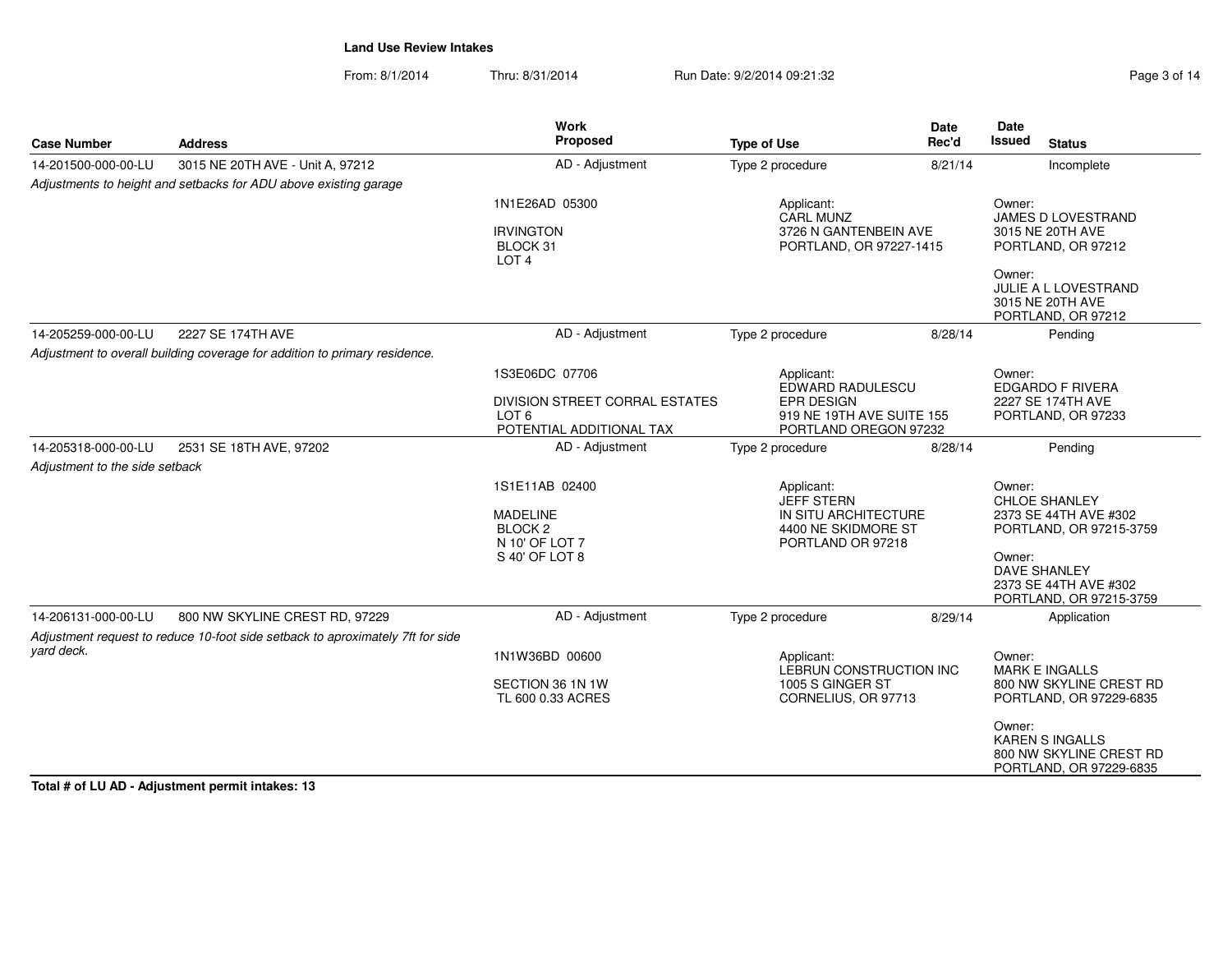**Land Use Review Intakes**

From: 8/1/2014 Thru: 8/31/2014 Run Date: 9/2/2014 09:21:32

| Case Number | Address | Work Proposed | Type of Use | Date Rec'd | Date Issued | Status |
|---|---|---|---|---|---|---|
| 14-201500-000-00-LU | 3015 NE 20TH AVE - Unit A, 97212 | AD - Adjustment | Type 2 procedure | 8/21/14 | | Incomplete |
| *Adjustments to height and setbacks for ADU above existing garage* | | 1N1E26AD 05300<br><br>IRVINGTON<br>BLOCK 31<br>LOT 4 | Applicant:<br>CARL MUNZ<br>3726 N GANTENBEIN AVE<br>PORTLAND, OR 97227-1415 | | | Owner:<br>JAMES D LOVESTRAND<br>3015 NE 20TH AVE<br>PORTLAND, OR 97212<br><br>Owner:<br>JULIE A L LOVESTRAND<br>3015 NE 20TH AVE<br>PORTLAND, OR 97212 |
| 14-205259-000-00-LU | 2227 SE 174TH AVE | AD - Adjustment | Type 2 procedure | 8/28/14 | | Pending |
| *Adjustment to overall building coverage for addition to primary residence.* | | 1S3E06DC 07706<br><br>DIVISION STREET CORRAL ESTATES<br>LOT 6<br>POTENTIAL ADDITIONAL TAX | Applicant:<br>EDWARD RADULESCU<br>EPR DESIGN<br>919 NE 19TH AVE SUITE 155<br>PORTLAND OREGON 97232 | | | Owner:<br>EDGARDO F RIVERA<br>2227 SE 174TH AVE<br>PORTLAND, OR 97233 |
| 14-205318-000-00-LU | 2531 SE 18TH AVE, 97202 | AD - Adjustment | Type 2 procedure | 8/28/14 | | Pending |
| *Adjustment to the side setback* | | 1S1E11AB 02400<br><br>MADELINE<br>BLOCK 2<br>N 10' OF LOT 7<br>S 40' OF LOT 8 | Applicant:<br>JEFF STERN<br>IN SITU ARCHITECTURE<br>4400 NE SKIDMORE ST<br>PORTLAND OR 97218 | | | Owner:<br>CHLOE SHANLEY<br>2373 SE 44TH AVE #302<br>PORTLAND, OR 97215-3759<br><br>Owner:<br>DAVE SHANLEY<br>2373 SE 44TH AVE #302<br>PORTLAND, OR 97215-3759 |
| 14-206131-000-00-LU | 800 NW SKYLINE CREST RD, 97229 | AD - Adjustment | Type 2 procedure | 8/29/14 | | Application |
| *Adjustment request to reduce 10-foot side setback to aproximately 7ft for side yard deck.* | | 1N1W36BD 00600<br><br>SECTION 36 1N 1W<br>TL 600 0.33 ACRES | Applicant:<br>LEBRUN CONSTRUCTION INC<br>1005 S GINGER ST<br>CORNELIUS, OR 97713 | | | Owner:<br>MARK E INGALLS<br>800 NW SKYLINE CREST RD<br>PORTLAND, OR 97229-6835<br><br>Owner:<br>KAREN S INGALLS<br>800 NW SKYLINE CREST RD<br>PORTLAND, OR 97229-6835 |

**Total # of LU AD - Adjustment permit intakes: 13**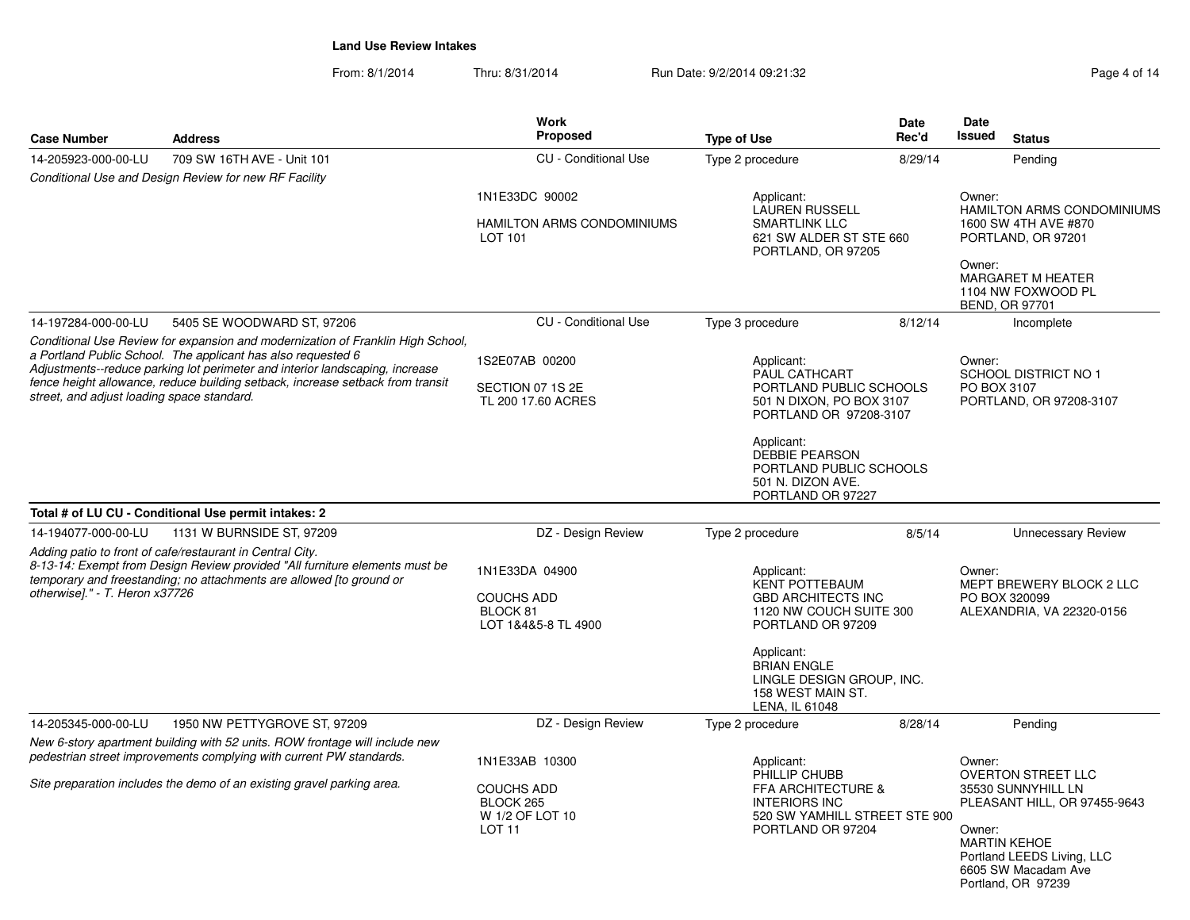**Land Use Review Intakes**

From: 8/1/2014 Thru: 8/31/2014 Run Date: 9/2/2014 09:21:32

| Case Number | Address | Work Proposed | Type of Use | Date Rec'd | Date Issued | Status |
|---|---|---|---|---|---|---|
| 14-205923-000-00-LU | 709 SW 16TH AVE - Unit 101 | CU - Conditional Use | Type 2 procedure | 8/29/14 | | Pending |
| *Conditional Use and Design Review for new RF Facility* | | 1N1E33DC 90002<br><br>HAMILTON ARMS CONDOMINIUMS<br>LOT 101 | Applicant:<br>LAUREN RUSSELL<br>SMARTLINK LLC<br>621 SW ALDER ST STE 660<br>PORTLAND, OR 97205 | | Owner:<br>HAMILTON ARMS CONDOMINIUMS<br>1600 SW 4TH AVE #870<br>PORTLAND, OR 97201<br><br>Owner:<br>MARGARET M HEATER<br>1104 NW FOXWOOD PL<br>BEND, OR 97701 | |
| 14-197284-000-00-LU | 5405 SE WOODWARD ST, 97206 | CU - Conditional Use | Type 3 procedure | 8/12/14 | | Incomplete |
| *Conditional Use Review for expansion and modernization of Franklin High School, a Portland Public School. The applicant has also requested 6 Adjustments--reduce parking lot perimeter and interior landscaping, increase fence height allowance, reduce building setback, increase setback from transit street, and adjust loading space standard.* | | 1S2E07AB 00200<br><br>SECTION 07 1S 2E<br>TL 200 17.60 ACRES | Applicant:<br>PAUL CATHCART<br>PORTLAND PUBLIC SCHOOLS<br>501 N DIXON, PO BOX 3107<br>PORTLAND OR 97208-3107<br><br>Applicant:<br>DEBBIE PEARSON<br>PORTLAND PUBLIC SCHOOLS<br>501 N. DIZON AVE.<br>PORTLAND OR 97227 | | Owner:<br>SCHOOL DISTRICT NO 1<br>PO BOX 3107<br>PORTLAND, OR 97208-3107 | |
| **Total # of LU CU - Conditional Use permit intakes: 2** | | | | | | |
| 14-194077-000-00-LU | 1131 W BURNSIDE ST, 97209 | DZ - Design Review | Type 2 procedure | 8/5/14 | | Unnecessary Review |
| *Adding patio to front of cafe/restaurant in Central City.<br>8-13-14: Exempt from Design Review provided "All furniture elements must be temporary and freestanding; no attachments are allowed [to ground or otherwise]." - T. Heron x37726* | | 1N1E33DA 04900<br><br>COUCHS ADD<br>BLOCK 81<br>LOT 1&4&5-8 TL 4900 | Applicant:<br>KENT POTTEBAUM<br>GBD ARCHITECTS INC<br>1120 NW COUCH SUITE 300<br>PORTLAND OR 97209<br><br>Applicant:<br>BRIAN ENGLE<br>LINGLE DESIGN GROUP, INC.<br>158 WEST MAIN ST.<br>LENA, IL 61048 | | Owner:<br>MEPT BREWERY BLOCK 2 LLC<br>PO BOX 320099<br>ALEXANDRIA, VA 22320-0156 | |
| 14-205345-000-00-LU | 1950 NW PETTYGROVE ST, 97209 | DZ - Design Review | Type 2 procedure | 8/28/14 | | Pending |
| *New 6-story apartment building with 52 units. ROW frontage will include new pedestrian street improvements complying with current PW standards.<br><br>Site preparation includes the demo of an existing gravel parking area.* | | 1N1E33AB 10300<br><br>COUCHS ADD<br>BLOCK 265<br>W 1/2 OF LOT 10<br>LOT 11 | Applicant:<br>PHILLIP CHUBB<br>FFA ARCHITECTURE &<br>INTERIORS INC<br>520 SW YAMHILL STREET STE 900<br>PORTLAND OR 97204 | | Owner:<br>OVERTON STREET LLC<br>35530 SUNNYHILL LN<br>PLEASANT HILL, OR 97455-9643<br><br>Owner:<br>MARTIN KEHOE<br>Portland LEEDS Living, LLC<br>6605 SW Macadam Ave<br>Portland, OR 97239 | |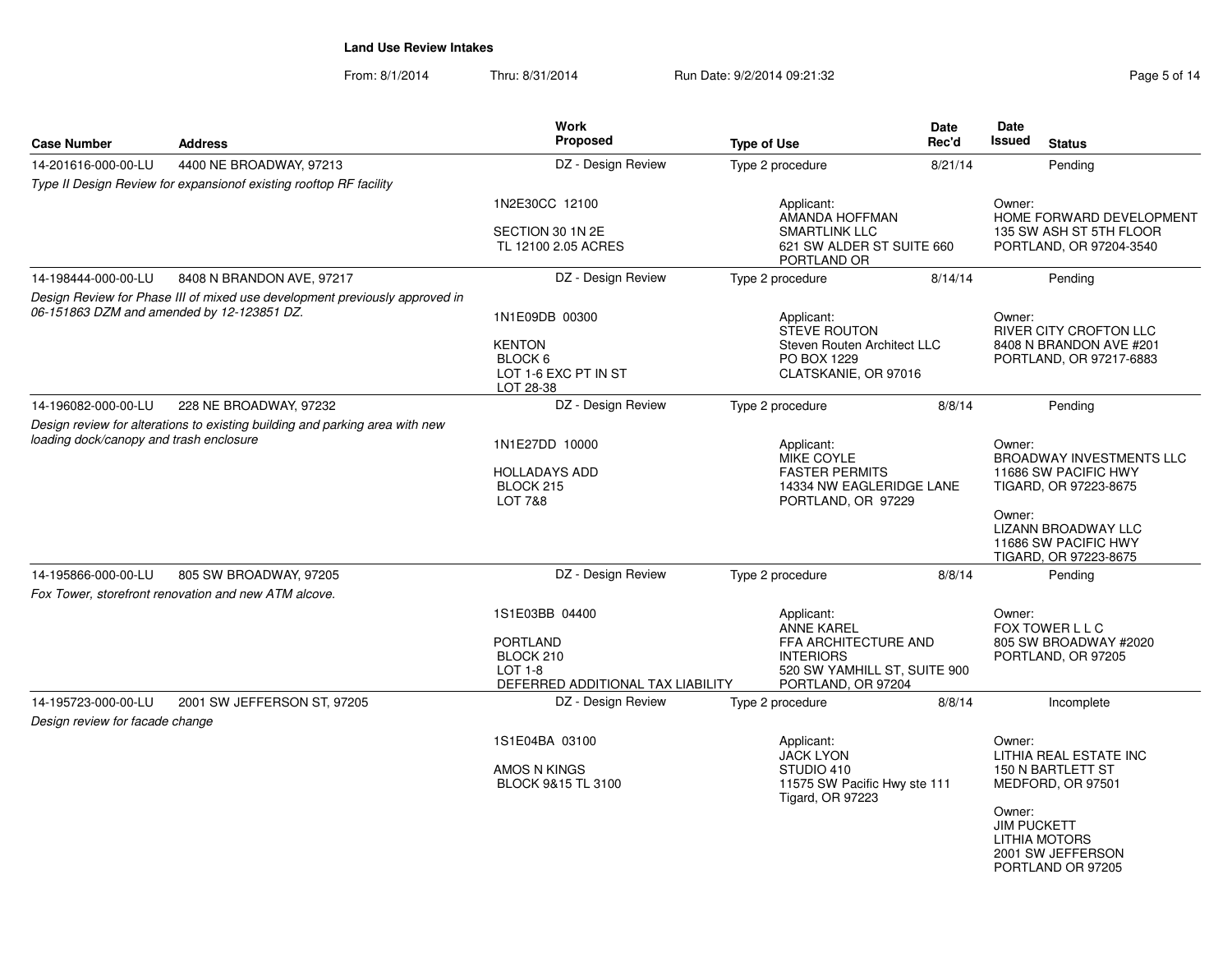**Land Use Review Intakes**

From: 8/1/2014 Thru: 8/31/2014 Run Date: 9/2/2014 09:21:32

| Case Number | Address | Work Proposed | Type of Use | Date Rec'd | Date Issued | Status |
|---|---|---|---|---|---|---|
| 14-201616-000-00-LU | 4400 NE BROADWAY, 97213 | DZ - Design Review | Type 2 procedure | 8/21/14 | | Pending |
| *Type II Design Review for expansionof existing rooftop RF facility* | | 1N2E30CC 12100<br>SECTION 30 1N 2E<br>TL 12100 2.05 ACRES | Applicant:<br>AMANDA HOFFMAN<br>SMARTLINK LLC<br>621 SW ALDER ST SUITE 660<br>PORTLAND OR | | Owner:<br>HOME FORWARD DEVELOPMENT<br>135 SW ASH ST 5TH FLOOR<br>PORTLAND, OR 97204-3540 | |
| 14-198444-000-00-LU | 8408 N BRANDON AVE, 97217 | DZ - Design Review | Type 2 procedure | 8/14/14 | | Pending |
| *Design Review for Phase III of mixed use development previously approved in 06-151863 DZM and amended by 12-123851 DZ.* | | 1N1E09DB 00300<br>KENTON<br>BLOCK 6<br>LOT 1-6 EXC PT IN ST<br>LOT 28-38 | Applicant:<br>STEVE ROUTON<br>Steven Routen Architect LLC<br>PO BOX 1229<br>CLATSKANIE, OR 97016 | | Owner:<br>RIVER CITY CROFTON LLC<br>8408 N BRANDON AVE #201<br>PORTLAND, OR 97217-6883 | |
| 14-196082-000-00-LU | 228 NE BROADWAY, 97232 | DZ - Design Review | Type 2 procedure | 8/8/14 | | Pending |
| *Design review for alterations to existing building and parking area with new loading dock/canopy and trash enclosure* | | 1N1E27DD 10000<br>HOLLADAYS ADD<br>BLOCK 215<br>LOT 7&8 | Applicant:<br>MIKE COYLE<br>FASTER PERMITS<br>14334 NW EAGLERIDGE LANE<br>PORTLAND, OR 97229 | | Owner:<br>BROADWAY INVESTMENTS LLC<br>11686 SW PACIFIC HWY<br>TIGARD, OR 97223-8675<br>Owner:<br>LIZANN BROADWAY LLC<br>11686 SW PACIFIC HWY<br>TIGARD, OR 97223-8675 | |
| 14-195866-000-00-LU | 805 SW BROADWAY, 97205 | DZ - Design Review | Type 2 procedure | 8/8/14 | | Pending |
| *Fox Tower, storefront renovation and new ATM alcove.* | | 1S1E03BB 04400<br>PORTLAND<br>BLOCK 210<br>LOT 1-8<br>DEFERRED ADDITIONAL TAX LIABILITY | Applicant:<br>ANNE KAREL<br>FFA ARCHITECTURE AND INTERIORS<br>520 SW YAMHILL ST, SUITE 900<br>PORTLAND, OR 97204 | | Owner:<br>FOX TOWER L L C<br>805 SW BROADWAY #2020<br>PORTLAND, OR 97205 | |
| 14-195723-000-00-LU | 2001 SW JEFFERSON ST, 97205 | DZ - Design Review | Type 2 procedure | 8/8/14 | | Incomplete |
| *Design review for facade change* | | 1S1E04BA 03100<br>AMOS N KINGS<br>BLOCK 9&15 TL 3100 | Applicant:<br>JACK LYON<br>STUDIO 410<br>11575 SW Pacific Hwy ste 111<br>Tigard, OR 97223 | | Owner:<br>LITHIA REAL ESTATE INC<br>150 N BARTLETT ST<br>MEDFORD, OR 97501<br>Owner:<br>JIM PUCKETT<br>LITHIA MOTORS<br>2001 SW JEFFERSON<br>PORTLAND OR 97205 | |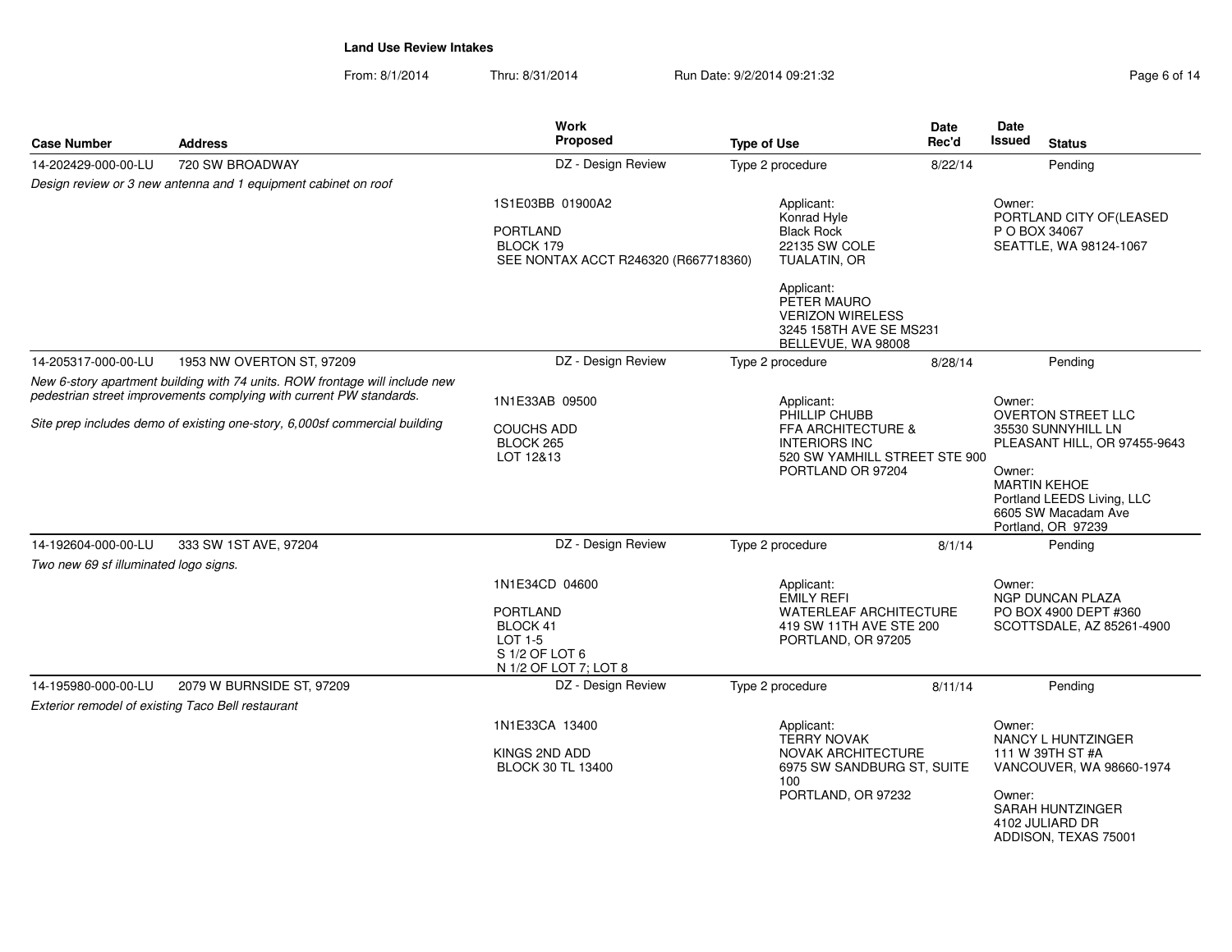## Land Use Review Intakes

From: 8/1/2014 Thru: 8/31/2014 Run Date: 9/2/2014 09:21:32

| Case Number | Address | Work Proposed | Type of Use | Date Rec'd | Date Issued | Status |
|---|---|---|---|---|---|---|
| 14-202429-000-00-LU | 720 SW BROADWAY | DZ - Design Review | Type 2 procedure | 8/22/14 | | Pending |
| *Design review or 3 new antenna and 1 equipment cabinet on roof* | | 1S1E03BB 01900A2<br><br>PORTLAND<br>BLOCK 179<br>SEE NONTAX ACCT R246320 (R667718360) | Applicant:<br>Konrad Hyle<br>Black Rock<br>22135 SW COLE<br>TUALATIN, OR<br><br>Applicant:<br>PETER MAURO<br>VERIZON WIRELESS<br>3245 158TH AVE SE MS231<br>BELLEVUE, WA 98008 | | Owner:<br>PORTLAND CITY OF(LEASED<br>P O BOX 34067<br>SEATTLE, WA 98124-1067 | |
| 14-205317-000-00-LU | 1953 NW OVERTON ST, 97209 | DZ - Design Review | Type 2 procedure | 8/28/14 | | Pending |
| *New 6-story apartment building with 74 units. ROW frontage will include new pedestrian street improvements complying with current PW standards.*<br><br>*Site prep includes demo of existing one-story, 6,000sf commercial building* | | 1N1E33AB 09500<br><br>COUCHS ADD<br>BLOCK 265<br>LOT 12&13 | Applicant:<br>PHILLIP CHUBB<br>FFA ARCHITECTURE &<br>INTERIORS INC<br>520 SW YAMHILL STREET STE 900<br>PORTLAND OR 97204 | | Owner:<br>OVERTON STREET LLC<br>35530 SUNNYHILL LN<br>PLEASANT HILL, OR 97455-9643<br><br>Owner:<br>MARTIN KEHOE<br>Portland LEEDS Living, LLC<br>6605 SW Macadam Ave<br>Portland, OR 97239 | |
| 14-192604-000-00-LU | 333 SW 1ST AVE, 97204 | DZ - Design Review | Type 2 procedure | 8/1/14 | | Pending |
| *Two new 69 sf illuminated logo signs.* | | 1N1E34CD 04600<br><br>PORTLAND<br>BLOCK 41<br>LOT 1-5<br>S 1/2 OF LOT 6<br>N 1/2 OF LOT 7; LOT 8 | Applicant:<br>EMILY REFI<br>WATERLEAF ARCHITECTURE<br>419 SW 11TH AVE STE 200<br>PORTLAND, OR 97205 | | Owner:<br>NGP DUNCAN PLAZA<br>PO BOX 4900 DEPT #360<br>SCOTTSDALE, AZ 85261-4900 | |
| 14-195980-000-00-LU | 2079 W BURNSIDE ST, 97209 | DZ - Design Review | Type 2 procedure | 8/11/14 | | Pending |
| *Exterior remodel of existing Taco Bell restaurant* | | 1N1E33CA 13400<br><br>KINGS 2ND ADD<br>BLOCK 30 TL 13400 | Applicant:<br>TERRY NOVAK<br>NOVAK ARCHITECTURE<br>6975 SW SANDBURG ST, SUITE 100<br>PORTLAND, OR 97232 | | Owner:<br>NANCY L HUNTZINGER<br>111 W 39TH ST #A<br>VANCOUVER, WA 98660-1974<br><br>Owner:<br>SARAH HUNTZINGER<br>4102 JULIARD DR<br>ADDISON, TEXAS 75001 | |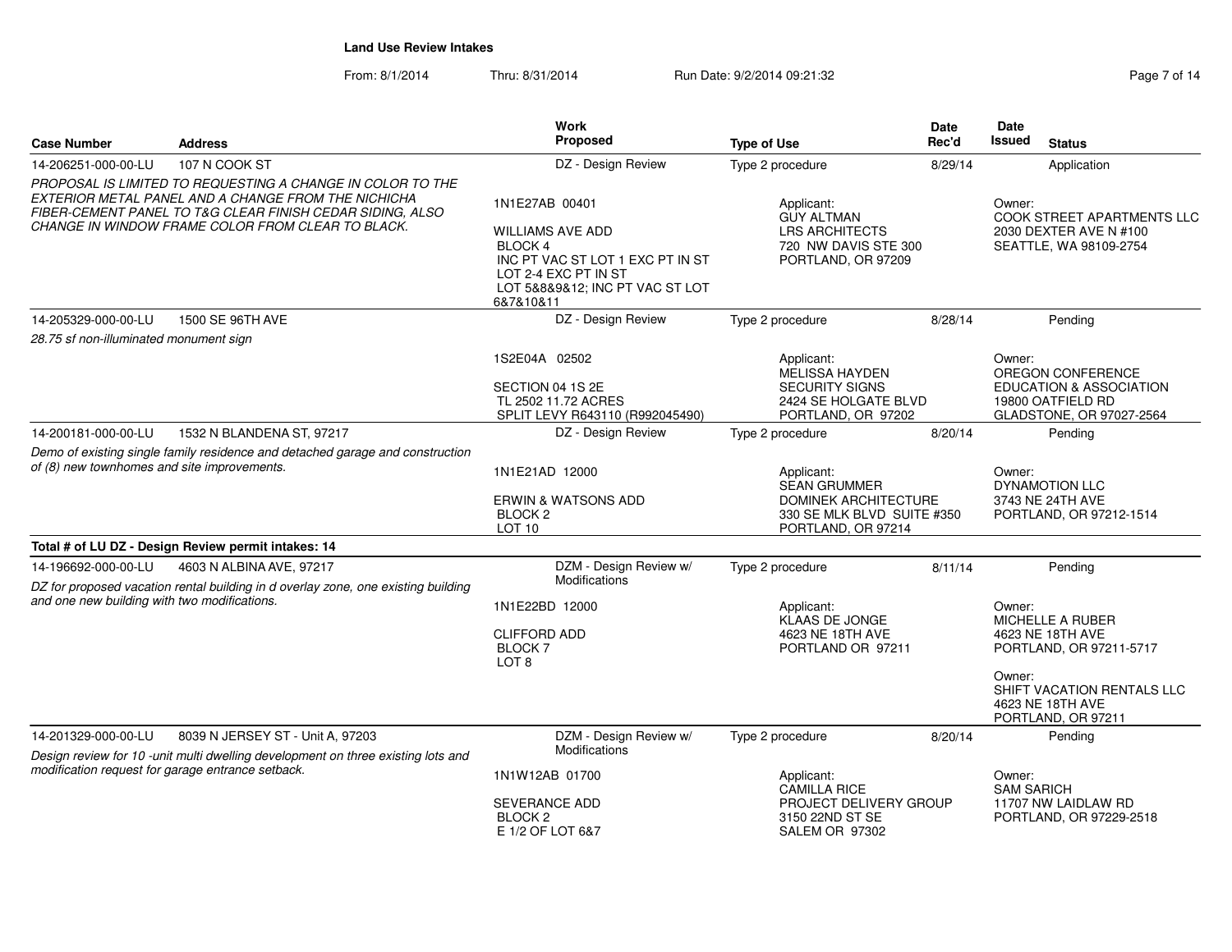**Land Use Review Intakes**

From: 8/1/2014 Thru: 8/31/2014 Run Date: 9/2/2014 09:21:32

| Case Number | Address | Work Proposed | Type of Use | Date Rec'd | Date Issued | Status |
|---|---|---|---|---|---|---|
| 14-206251-000-00-LU | 107 N COOK ST | DZ - Design Review | Type 2 procedure | 8/29/14 | | Application |
| *PROPOSAL IS LIMITED TO REQUESTING A CHANGE IN COLOR TO THE EXTERIOR METAL PANEL AND A CHANGE FROM THE NICHICHA FIBER-CEMENT PANEL TO T&G CLEAR FINISH CEDAR SIDING, ALSO CHANGE IN WINDOW FRAME COLOR FROM CLEAR TO BLACK.* | | 1N1E27AB 00401<br>WILLIAMS AVE ADD<br>BLOCK 4<br>INC PT VAC ST LOT 1 EXC PT IN ST<br>LOT 2-4 EXC PT IN ST<br>LOT 5&8&9&12; INC PT VAC ST LOT 6&7&10&11 | Applicant:<br>GUY ALTMAN<br>LRS ARCHITECTS<br>720 NW DAVIS STE 300<br>PORTLAND, OR 97209 | | Owner:<br>COOK STREET APARTMENTS LLC<br>2030 DEXTER AVE N #100<br>SEATTLE, WA 98109-2754 | |
| 14-205329-000-00-LU | 1500 SE 96TH AVE | DZ - Design Review | Type 2 procedure | 8/28/14 | | Pending |
| *28.75 sf non-illuminated monument sign* | | 1S2E04A 02502<br>SECTION 04 1S 2E<br>TL 2502 11.72 ACRES<br>SPLIT LEVY R643110 (R992045490) | Applicant:<br>MELISSA HAYDEN<br>SECURITY SIGNS<br>2424 SE HOLGATE BLVD<br>PORTLAND, OR 97202 | | Owner:<br>OREGON CONFERENCE<br>EDUCATION & ASSOCIATION<br>19800 OATFIELD RD<br>GLADSTONE, OR 97027-2564 | |
| 14-200181-000-00-LU | 1532 N BLANDENA ST, 97217 | DZ - Design Review | Type 2 procedure | 8/20/14 | | Pending |
| *Demo of existing single family residence and detached garage and construction of (8) new townhomes and site improvements.* | | 1N1E21AD 12000<br>ERWIN & WATSONS ADD<br>BLOCK 2<br>LOT 10 | Applicant:<br>SEAN GRUMMER<br>DOMINEK ARCHITECTURE<br>330 SE MLK BLVD SUITE #350<br>PORTLAND, OR 97214 | | Owner:<br>DYNAMOTION LLC<br>3743 NE 24TH AVE<br>PORTLAND, OR 97212-1514 | |
| **Total # of LU DZ - Design Review permit intakes: 14** | | | | | | |
| 14-196692-000-00-LU | 4603 N ALBINA AVE, 97217 | DZM - Design Review w/ Modifications | Type 2 procedure | 8/11/14 | | Pending |
| *DZ for proposed vacation rental building in d overlay zone, one existing building and one new building with two modifications.* | | 1N1E22BD 12000<br>CLIFFORD ADD<br>BLOCK 7<br>LOT 8 | Applicant:<br>KLAAS DE JONGE<br>4623 NE 18TH AVE<br>PORTLAND OR 97211 | | Owner:<br>MICHELLE A RUBER<br>4623 NE 18TH AVE<br>PORTLAND, OR 97211-5717<br>Owner:<br>SHIFT VACATION RENTALS LLC<br>4623 NE 18TH AVE<br>PORTLAND, OR 97211 | |
| 14-201329-000-00-LU | 8039 N JERSEY ST - Unit A, 97203 | DZM - Design Review w/ Modifications | Type 2 procedure | 8/20/14 | | Pending |
| *Design review for 10 -unit multi dwelling development on three existing lots and modification request for garage entrance setback.* | | 1N1W12AB 01700<br>SEVERANCE ADD<br>BLOCK 2<br>E 1/2 OF LOT 6&7 | Applicant:<br>CAMILLA RICE<br>PROJECT DELIVERY GROUP<br>3150 22ND ST SE<br>SALEM OR 97302 | | Owner:<br>SAM SARICH<br>11707 NW LAIDLAW RD<br>PORTLAND, OR 97229-2518 | |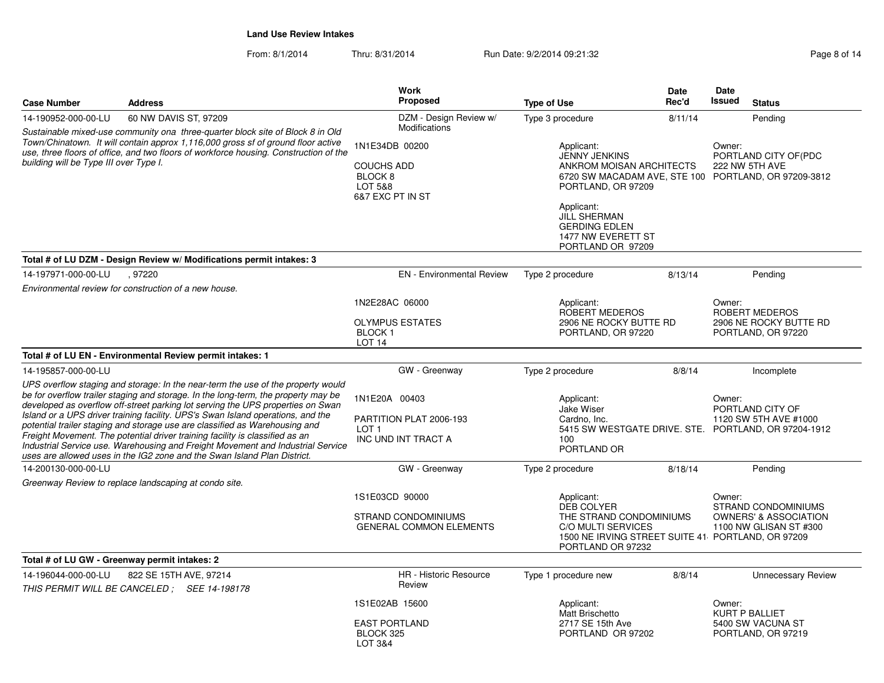## Land Use Review Intakes

From: 8/1/2014 Thru: 8/31/2014 Run Date: 9/2/2014 09:21:32

| Case Number | Address | Work Proposed | Type of Use | Date Rec'd | Date Issued | Status |
|---|---|---|---|---|---|---|
| 14-190952-000-00-LU | 60 NW DAVIS ST, 97209 | DZM - Design Review w/ Modifications | Type 3 procedure | 8/11/14 | | Pending |

*Sustainable mixed-use community ona three-quarter block site of Block 8 in Old Town/Chinatown. It will contain approx 1,116,000 gross sf of ground floor active use, three floors of office, and two floors of workforce housing. Construction of the building will be Type III over Type I.*

1N1E34DB 00200
COUCHS ADD
BLOCK 8
LOT 5&8
6&7 EXC PT IN ST

Applicant:
JENNY JENKINS
ANKROM MOISAN ARCHITECTS
6720 SW MACADAM AVE, STE 100
PORTLAND, OR 97209

Applicant:
JILL SHERMAN
GERDING EDLEN
1477 NW EVERETT ST
PORTLAND OR 97209

Owner:
PORTLAND CITY OF(PDC
222 NW 5TH AVE
PORTLAND, OR 97209-3812

**Total # of LU DZM - Design Review w/ Modifications permit intakes: 3**

| Case Number | Address | Work Proposed | Type of Use | Date Rec'd | Date Issued | Status |
|---|---|---|---|---|---|---|
| 14-197971-000-00-LU | , 97220 | EN - Environmental Review | Type 2 procedure | 8/13/14 | | Pending |

*Environmental review for construction of a new house.*

1N2E28AC 06000
OLYMPUS ESTATES
BLOCK 1
LOT 14

Applicant:
ROBERT MEDEROS
2906 NE ROCKY BUTTE RD
PORTLAND, OR 97220

Owner:
ROBERT MEDEROS
2906 NE ROCKY BUTTE RD
PORTLAND, OR 97220

**Total # of LU EN - Environmental Review permit intakes: 1**

| Case Number | Address | Work Proposed | Type of Use | Date Rec'd | Date Issued | Status |
|---|---|---|---|---|---|---|
| 14-195857-000-00-LU | | GW - Greenway | Type 2 procedure | 8/8/14 | | Incomplete |

*UPS overflow staging and storage: In the near-term the use of the property would be for overflow trailer staging and storage. In the long-term, the property may be developed as overflow off-street parking lot serving the UPS properties on Swan Island or a UPS driver training facility. UPS's Swan Island operations, and the potential trailer staging and storage use are classified as Warehousing and Freight Movement. The potential driver training facility is classified as an Industrial Service use. Warehousing and Freight Movement and Industrial Service uses are allowed uses in the IG2 zone and the Swan Island Plan District.*

1N1E20A 00403
PARTITION PLAT 2006-193
LOT 1
INC UND INT TRACT A

Applicant:
Jake Wiser
Cardno, Inc.
5415 SW WESTGATE DRIVE. STE. 100
PORTLAND OR

Owner:
PORTLAND CITY OF
1120 SW 5TH AVE #1000
PORTLAND, OR 97204-1912

| Case Number | Address | Work Proposed | Type of Use | Date Rec'd | Date Issued | Status |
|---|---|---|---|---|---|---|
| 14-200130-000-00-LU | | GW - Greenway | Type 2 procedure | 8/18/14 | | Pending |

*Greenway Review to replace landscaping at condo site.*

1S1E03CD 90000
STRAND CONDOMINIUMS
GENERAL COMMON ELEMENTS

Applicant:
DEB COLYER
THE STRAND CONDOMINIUMS
C/O MULTI SERVICES
1500 NE IRVING STREET SUITE 41
PORTLAND OR 97232

Owner:
STRAND CONDOMINIUMS
OWNERS' & ASSOCIATION
1100 NW GLISAN ST #300
PORTLAND, OR 97209

**Total # of LU GW - Greenway permit intakes: 2**

| Case Number | Address | Work Proposed | Type of Use | Date Rec'd | Date Issued | Status |
|---|---|---|---|---|---|---|
| 14-196044-000-00-LU | 822 SE 15TH AVE, 97214 | HR - Historic Resource Review | Type 1 procedure new | 8/8/14 | | Unnecessary Review |

*THIS PERMIT WILL BE CANCELED ; SEE 14-198178*

1S1E02AB 15600
EAST PORTLAND
BLOCK 325
LOT 3&4

Applicant:
Matt Brischetto
2717 SE 15th Ave
PORTLAND OR 97202

Owner:
KURT P BALLIET
5400 SW VACUNA ST
PORTLAND, OR 97219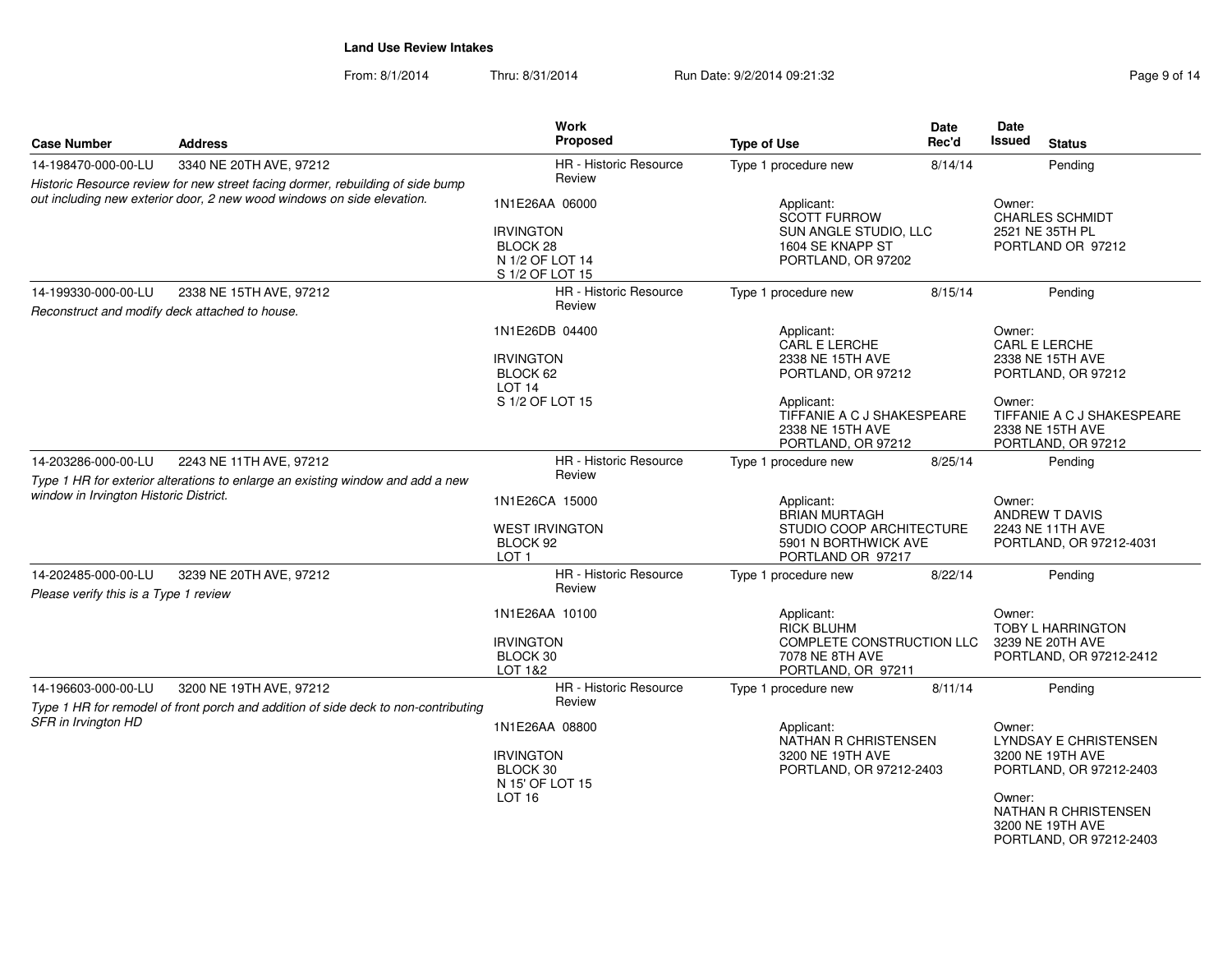**Land Use Review Intakes**

From: 8/1/2014 Thru: 8/31/2014 Run Date: 9/2/2014 09:21:32

| Case Number | Address | Work Proposed | Type of Use | Date Rec'd | Date Issued | Status |
|---|---|---|---|---|---|---|
| 14-198470-000-00-LU | 3340 NE 20TH AVE, 97212 | HR - Historic Resource Review | Type 1 procedure new | 8/14/14 | | Pending |
| *Historic Resource review for new street facing dormer, rebuilding of side bump out including new exterior door, 2 new wood windows on side elevation.* | | 1N1E26AA 06000<br><br>IRVINGTON<br>BLOCK 28<br>N 1/2 OF LOT 14<br>S 1/2 OF LOT 15 | Applicant:<br>SCOTT FURROW<br>SUN ANGLE STUDIO, LLC<br>1604 SE KNAPP ST<br>PORTLAND, OR 97202 | | Owner:<br>CHARLES SCHMIDT<br>2521 NE 35TH PL<br>PORTLAND OR 97212 | |
| 14-199330-000-00-LU | 2338 NE 15TH AVE, 97212 | HR - Historic Resource Review | Type 1 procedure new | 8/15/14 | | Pending |
| *Reconstruct and modify deck attached to house.* | | 1N1E26DB 04400<br><br>IRVINGTON<br>BLOCK 62<br>LOT 14<br>S 1/2 OF LOT 15 | Applicant:<br>CARL E LERCHE<br>2338 NE 15TH AVE<br>PORTLAND, OR 97212<br><br>Applicant:<br>TIFFANIE A C J SHAKESPEARE<br>2338 NE 15TH AVE<br>PORTLAND, OR 97212 | | Owner:<br>CARL E LERCHE<br>2338 NE 15TH AVE<br>PORTLAND, OR 97212<br><br>Owner:<br>TIFFANIE A C J SHAKESPEARE<br>2338 NE 15TH AVE<br>PORTLAND, OR 97212 | |
| 14-203286-000-00-LU | 2243 NE 11TH AVE, 97212 | HR - Historic Resource Review | Type 1 procedure new | 8/25/14 | | Pending |
| *Type 1 HR for exterior alterations to enlarge an existing window and add a new window in Irvington Historic District.* | | 1N1E26CA 15000<br><br>WEST IRVINGTON<br>BLOCK 92<br>LOT 1 | Applicant:<br>BRIAN MURTAGH<br>STUDIO COOP ARCHITECTURE<br>5901 N BORTHWICK AVE<br>PORTLAND OR 97217 | | Owner:<br>ANDREW T DAVIS<br>2243 NE 11TH AVE<br>PORTLAND, OR 97212-4031 | |
| 14-202485-000-00-LU | 3239 NE 20TH AVE, 97212 | HR - Historic Resource Review | Type 1 procedure new | 8/22/14 | | Pending |
| *Please verify this is a Type 1 review* | | 1N1E26AA 10100<br><br>IRVINGTON<br>BLOCK 30<br>LOT 1&2 | Applicant:<br>RICK BLUHM<br>COMPLETE CONSTRUCTION LLC<br>7078 NE 8TH AVE<br>PORTLAND, OR 97211 | | Owner:<br>TOBY L HARRINGTON<br>3239 NE 20TH AVE<br>PORTLAND, OR 97212-2412 | |
| 14-196603-000-00-LU | 3200 NE 19TH AVE, 97212 | HR - Historic Resource Review | Type 1 procedure new | 8/11/14 | | Pending |
| *Type 1 HR for remodel of front porch and addition of side deck to non-contributing SFR in Irvington HD* | | 1N1E26AA 08800<br><br>IRVINGTON<br>BLOCK 30<br>N 15' OF LOT 15<br>LOT 16 | Applicant:<br>NATHAN R CHRISTENSEN<br>3200 NE 19TH AVE<br>PORTLAND, OR 97212-2403 | | Owner:<br>LYNDSAY E CHRISTENSEN<br>3200 NE 19TH AVE<br>PORTLAND, OR 97212-2403<br><br>Owner:<br>NATHAN R CHRISTENSEN<br>3200 NE 19TH AVE<br>PORTLAND, OR 97212-2403 | |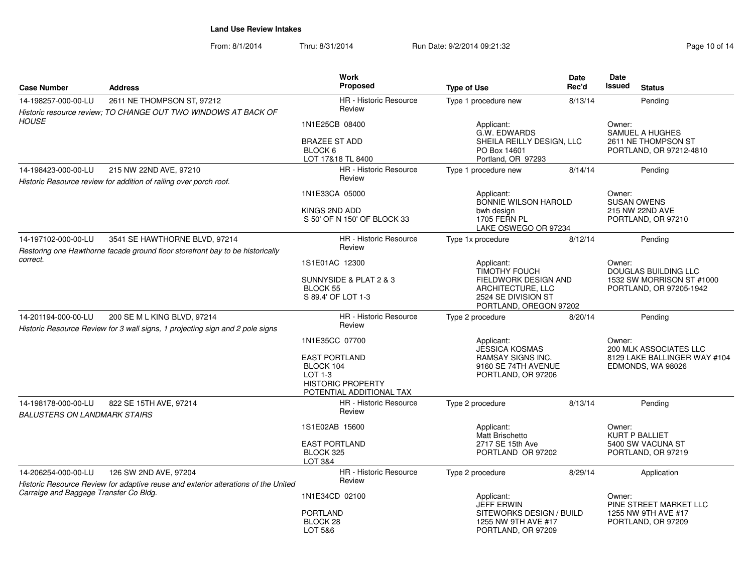**Land Use Review Intakes**

From: 8/1/2014 Thru: 8/31/2014 Run Date: 9/2/2014 09:21:32

| Case Number | Address | Work Proposed | Type of Use | Date Rec'd | Date Issued | Status |
|---|---|---|---|---|---|---|
| 14-198257-000-00-LU | 2611 NE THOMPSON ST, 97212 | HR - Historic Resource Review | Type 1 procedure new | 8/13/14 | | Pending |
| *Historic resource review; TO CHANGE OUT TWO WINDOWS AT BACK OF HOUSE* | | 1N1E25CB 08400<br>BRAZEE ST ADD<br>BLOCK 6<br>LOT 17&18 TL 8400 | Applicant:<br>G.W. EDWARDS<br>SHEILA REILLY DESIGN, LLC<br>PO Box 14601<br>Portland, OR 97293 | | Owner:<br>SAMUEL A HUGHES<br>2611 NE THOMPSON ST<br>PORTLAND, OR 97212-4810 | |
| 14-198423-000-00-LU | 215 NW 22ND AVE, 97210 | HR - Historic Resource Review | Type 1 procedure new | 8/14/14 | | Pending |
| *Historic Resource review for addition of railing over porch roof.* | | 1N1E33CA 05000<br>KINGS 2ND ADD<br>S 50' OF N 150' OF BLOCK 33 | Applicant:<br>BONNIE WILSON HAROLD<br>bwh design<br>1705 FERN PL<br>LAKE OSWEGO OR 97234 | | Owner:<br>SUSAN OWENS<br>215 NW 22ND AVE<br>PORTLAND, OR 97210 | |
| 14-197102-000-00-LU | 3541 SE HAWTHORNE BLVD, 97214 | HR - Historic Resource Review | Type 1x procedure | 8/12/14 | | Pending |
| *Restoring one Hawthorne facade ground floor storefront bay to be historically correct.* | | 1S1E01AC 12300<br>SUNNYSIDE & PLAT 2 & 3<br>BLOCK 55<br>S 89.4' OF LOT 1-3 | Applicant:<br>TIMOTHY FOUCH<br>FIELDWORK DESIGN AND ARCHITECTURE, LLC<br>2524 SE DIVISION ST<br>PORTLAND, OREGON 97202 | | Owner:<br>DOUGLAS BUILDING LLC<br>1532 SW MORRISON ST #1000<br>PORTLAND, OR 97205-1942 | |
| 14-201194-000-00-LU | 200 SE M L KING BLVD, 97214 | HR - Historic Resource Review | Type 2 procedure | 8/20/14 | | Pending |
| *Historic Resource Review for 3 wall signs, 1 projecting sign and 2 pole signs* | | 1N1E35CC 07700<br>EAST PORTLAND<br>BLOCK 104<br>LOT 1-3<br>HISTORIC PROPERTY<br>POTENTIAL ADDITIONAL TAX | Applicant:<br>JESSICA KOSMAS<br>RAMSAY SIGNS INC.<br>9160 SE 74TH AVENUE<br>PORTLAND, OR 97206 | | Owner:<br>200 MLK ASSOCIATES LLC<br>8129 LAKE BALLINGER WAY #104<br>EDMONDS, WA 98026 | |
| 14-198178-000-00-LU | 822 SE 15TH AVE, 97214 | HR - Historic Resource Review | Type 2 procedure | 8/13/14 | | Pending |
| *BALUSTERS ON LANDMARK STAIRS* | | 1S1E02AB 15600<br>EAST PORTLAND<br>BLOCK 325<br>LOT 3&4 | Applicant:<br>Matt Brischetto<br>2717 SE 15th Ave<br>PORTLAND OR 97202 | | Owner:<br>KURT P BALLIET<br>5400 SW VACUNA ST<br>PORTLAND, OR 97219 | |
| 14-206254-000-00-LU | 126 SW 2ND AVE, 97204 | HR - Historic Resource Review | Type 2 procedure | 8/29/14 | | Application |
| *Historic Resource Review for adaptive reuse and exterior alterations of the United Carraige and Baggage Transfer Co Bldg.* | | 1N1E34CD 02100<br>PORTLAND<br>BLOCK 28<br>LOT 5&6 | Applicant:<br>JEFF ERWIN<br>SITEWORKS DESIGN / BUILD<br>1255 NW 9TH AVE #17<br>PORTLAND, OR 97209 | | Owner:<br>PINE STREET MARKET LLC<br>1255 NW 9TH AVE #17<br>PORTLAND, OR 97209 | |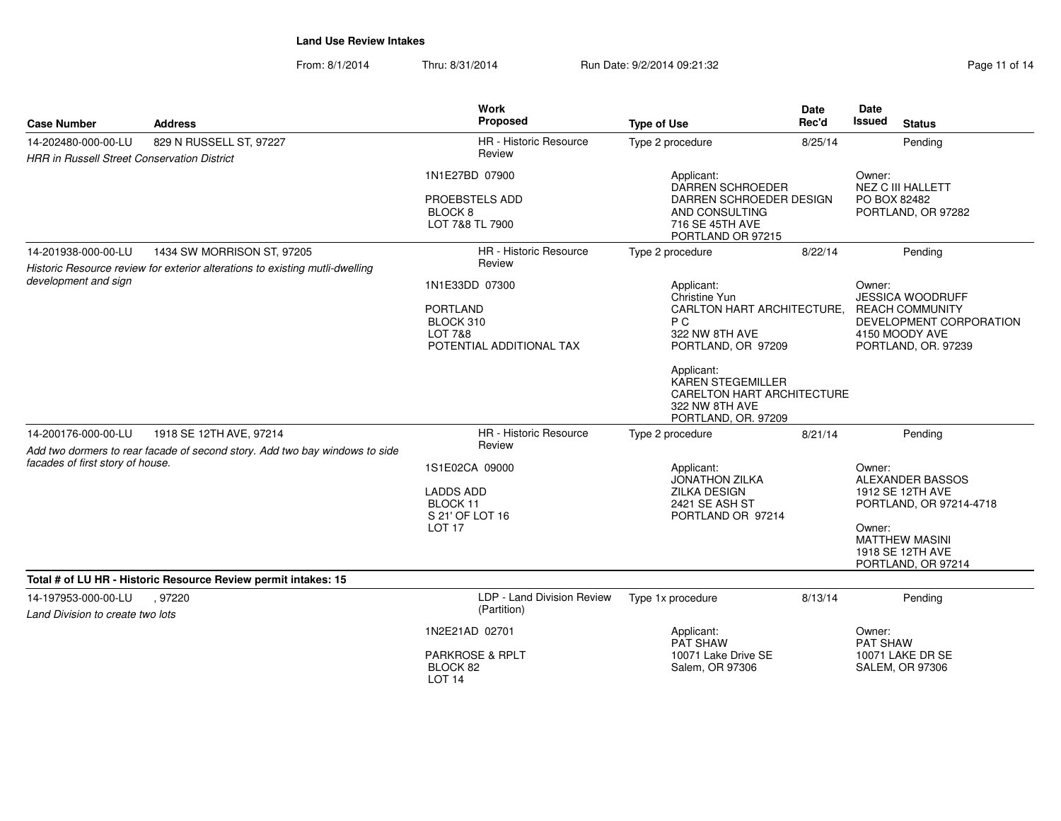**Land Use Review Intakes**

From: 8/1/2014 Thru: 8/31/2014 Run Date: 9/2/2014 09:21:32

| Case Number | Address | Work Proposed | Type of Use | Date Rec'd | Date Issued | Status |
|---|---|---|---|---|---|---|
| 14-202480-000-00-LU | 829 N RUSSELL ST, 97227 | HR - Historic Resource Review | Type 2 procedure | 8/25/14 | | Pending |
| *HRR in Russell Street Conservation District* | | 1N1E27BD 07900<br><br>PROEBSTELS ADD<br>BLOCK 8<br>LOT 7&8 TL 7900 | Applicant:<br>DARREN SCHROEDER<br>DARREN SCHROEDER DESIGN AND CONSULTING<br>716 SE 45TH AVE<br>PORTLAND OR 97215 | | Owner:<br>NEZ C III HALLETT<br>PO BOX 82482<br>PORTLAND, OR 97282 | |
| 14-201938-000-00-LU | 1434 SW MORRISON ST, 97205 | HR - Historic Resource Review | Type 2 procedure | 8/22/14 | | Pending |
| *Historic Resource review for exterior alterations to existing mutli-dwelling development and sign* | | 1N1E33DD 07300<br><br>PORTLAND<br>BLOCK 310<br>LOT 7&8<br>POTENTIAL ADDITIONAL TAX | Applicant:<br>Christine Yun<br>CARLTON HART ARCHITECTURE, P C<br>322 NW 8TH AVE<br>PORTLAND, OR 97209<br><br>Applicant:<br>KAREN STEGEMILLER<br>CARELTON HART ARCHITECTURE<br>322 NW 8TH AVE<br>PORTLAND, OR. 97209 | | Owner:<br>JESSICA WOODRUFF<br>REACH COMMUNITY DEVELOPMENT CORPORATION<br>4150 MOODY AVE<br>PORTLAND, OR. 97239 | |
| 14-200176-000-00-LU | 1918 SE 12TH AVE, 97214 | HR - Historic Resource Review | Type 2 procedure | 8/21/14 | | Pending |
| *Add two dormers to rear facade of second story. Add two bay windows to side facades of first story of house.* | | 1S1E02CA 09000<br><br>LADDS ADD<br>BLOCK 11<br>S 21' OF LOT 16<br>LOT 17 | Applicant:<br>JONATHON ZILKA<br>ZILKA DESIGN<br>2421 SE ASH ST<br>PORTLAND OR 97214 | | Owner:<br>ALEXANDER BASSOS<br>1912 SE 12TH AVE<br>PORTLAND, OR 97214-4718<br><br>Owner:<br>MATTHEW MASINI<br>1918 SE 12TH AVE<br>PORTLAND, OR 97214 | |

**Total # of LU HR - Historic Resource Review permit intakes: 15**

| Case Number | Address | Work Proposed | Type of Use | Date Rec'd | Date Issued | Status |
|---|---|---|---|---|---|---|
| 14-197953-000-00-LU | , 97220 | LDP - Land Division Review (Partition) | Type 1x procedure | 8/13/14 | | Pending |
| *Land Division to create two lots* | | 1N2E21AD 02701<br><br>PARKROSE & RPLT<br>BLOCK 82<br>LOT 14 | Applicant:<br>PAT SHAW<br>10071 Lake Drive SE<br>Salem, OR 97306 | | Owner:<br>PAT SHAW<br>10071 LAKE DR SE<br>SALEM, OR 97306 | |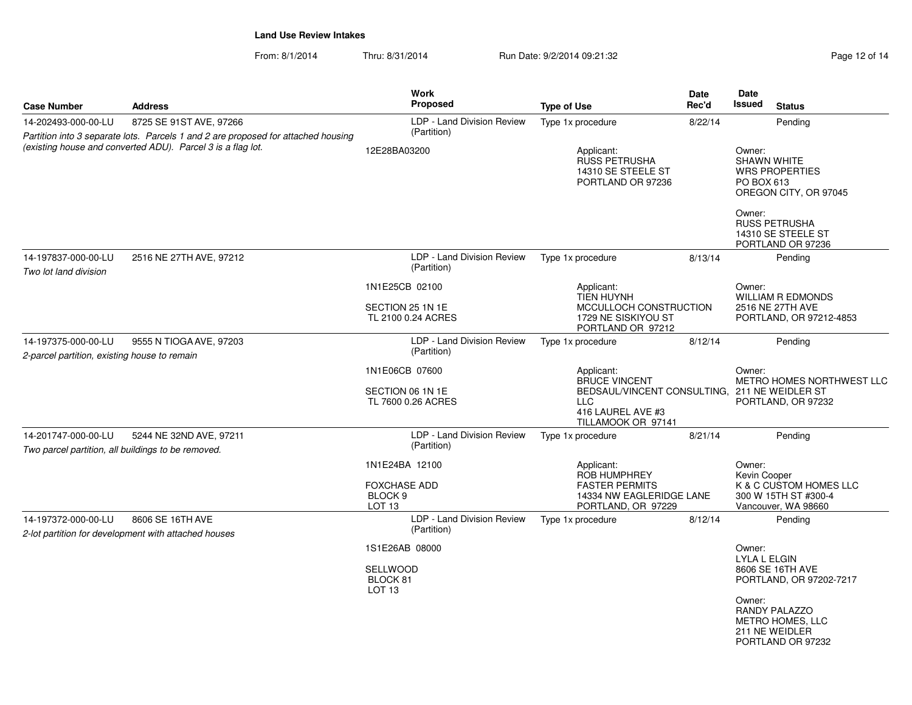**Land Use Review Intakes**

From: 8/1/2014 Thru: 8/31/2014 Run Date: 9/2/2014 09:21:32

| Case Number | Address | Work Proposed | Type of Use | Date Rec'd | Date Issued | Status |
|---|---|---|---|---|---|---|
| 14-202493-000-00-LU | 8725 SE 91ST AVE, 97266 | LDP - Land Division Review (Partition) | Type 1x procedure | 8/22/14 | | Pending |
| *Partition into 3 separate lots. Parcels 1 and 2 are proposed for attached housing (existing house and converted ADU). Parcel 3 is a flag lot.* | | 12E28BA03200 | Applicant: RUSS PETRUSHA 14310 SE STEELE ST PORTLAND OR 97236 | | Owner: SHAWN WHITE WRS PROPERTIES PO BOX 613 OREGON CITY, OR 97045<br>Owner: RUSS PETRUSHA 14310 SE STEELE ST PORTLAND OR 97236 | |
| 14-197837-000-00-LU | 2516 NE 27TH AVE, 97212 | LDP - Land Division Review (Partition) | Type 1x procedure | 8/13/14 | | Pending |
| *Two lot land division* | | 1N1E25CB 02100<br>SECTION 25 1N 1E TL 2100 0.24 ACRES | Applicant: TIEN HUYNH MCCULLOCH CONSTRUCTION 1729 NE SISKIYOU ST PORTLAND OR 97212 | | Owner: WILLIAM R EDMONDS 2516 NE 27TH AVE PORTLAND, OR 97212-4853 | |
| 14-197375-000-00-LU | 9555 N TIOGA AVE, 97203 | LDP - Land Division Review (Partition) | Type 1x procedure | 8/12/14 | | Pending |
| *2-parcel partition, existing house to remain* | | 1N1E06CB 07600<br>SECTION 06 1N 1E TL 7600 0.26 ACRES | Applicant: BRUCE VINCENT BEDSAUL/VINCENT CONSULTING, LLC 416 LAUREL AVE #3 TILLAMOOK OR 97141 | | Owner: METRO HOMES NORTHWEST LLC 211 NE WEIDLER ST PORTLAND, OR 97232 | |
| 14-201747-000-00-LU | 5244 NE 32ND AVE, 97211 | LDP - Land Division Review (Partition) | Type 1x procedure | 8/21/14 | | Pending |
| *Two parcel partition, all buildings to be removed.* | | 1N1E24BA 12100<br>FOXCHASE ADD BLOCK 9 LOT 13 | Applicant: ROB HUMPHREY FASTER PERMITS 14334 NW EAGLERIDGE LANE PORTLAND, OR 97229 | | Owner: Kevin Cooper K & C CUSTOM HOMES LLC 300 W 15TH ST #300-4 Vancouver, WA 98660 | |
| 14-197372-000-00-LU | 8606 SE 16TH AVE | LDP - Land Division Review (Partition) | Type 1x procedure | 8/12/14 | | Pending |
| *2-lot partition for development with attached houses* | | 1S1E26AB 08000<br>SELLWOOD BLOCK 81 LOT 13 | | | Owner: LYLA L ELGIN 8606 SE 16TH AVE PORTLAND, OR 97202-7217<br>Owner: RANDY PALAZZO METRO HOMES, LLC 211 NE WEIDLER PORTLAND OR 97232 | |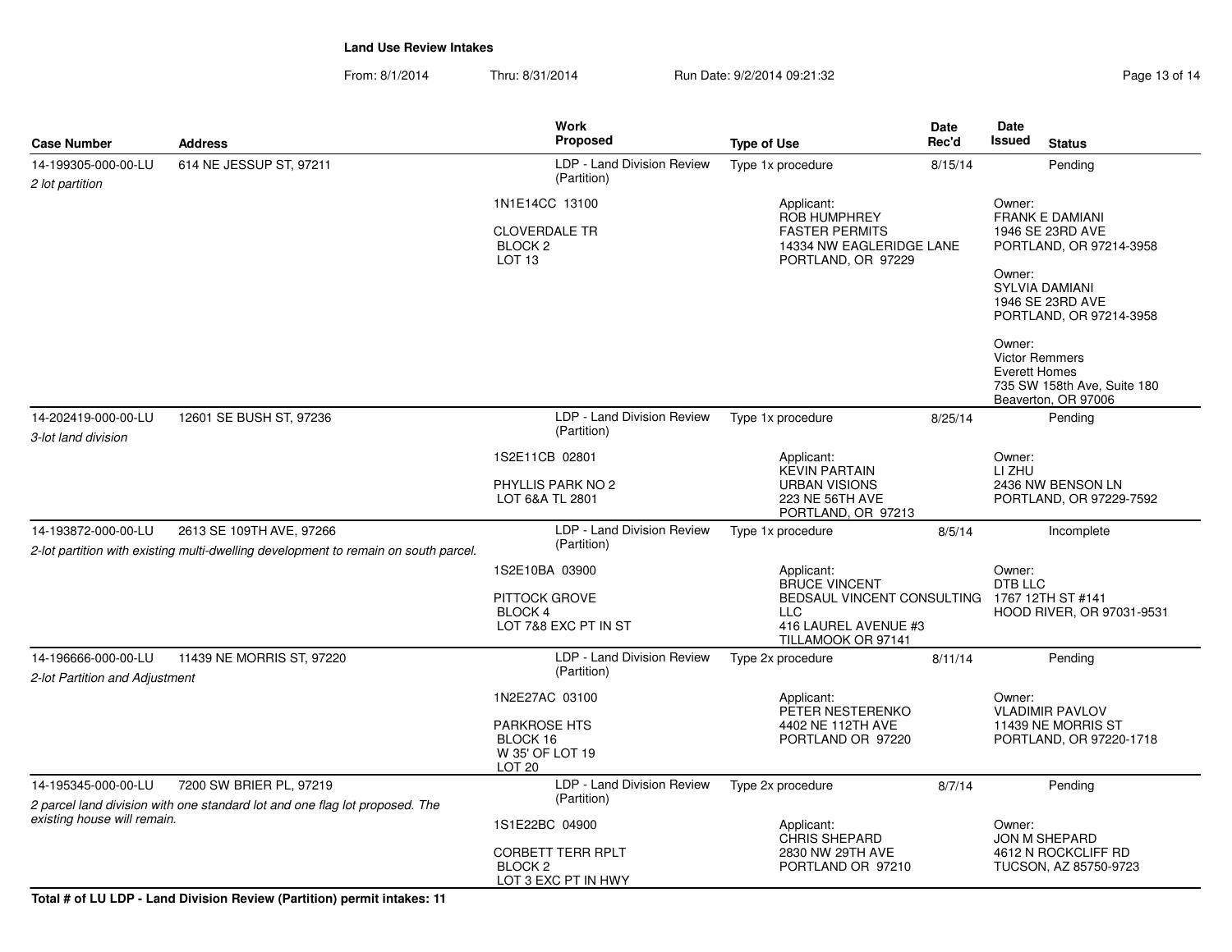**Land Use Review Intakes**

From: 8/1/2014 Thru: 8/31/2014 Run Date: 9/2/2014 09:21:32

| Case Number | Address | Work Proposed | Type of Use | Date Rec'd | Date Issued | Status |
|---|---|---|---|---|---|---|
| 14-199305-000-00-LU | 614 NE JESSUP ST, 97211 | LDP - Land Division Review (Partition) | Type 1x procedure | 8/15/14 | | Pending |
| *2 lot partition* | | 1N1E14CC 13100<br>CLOVERDALE TR<br>BLOCK 2<br>LOT 13 | Applicant:<br>ROB HUMPHREY<br>FASTER PERMITS<br>14334 NW EAGLERIDGE LANE<br>PORTLAND, OR 97229 | | Owner:<br>FRANK E DAMIANI<br>1946 SE 23RD AVE<br>PORTLAND, OR 97214-3958<br>Owner:<br>SYLVIA DAMIANI<br>1946 SE 23RD AVE<br>PORTLAND, OR 97214-3958<br>Owner:<br>Victor Remmers<br>Everett Homes<br>735 SW 158th Ave, Suite 180<br>Beaverton, OR 97006 | |
| 14-202419-000-00-LU | 12601 SE BUSH ST, 97236 | LDP - Land Division Review (Partition) | Type 1x procedure | 8/25/14 | | Pending |
| *3-lot land division* | | 1S2E11CB 02801<br>PHYLLIS PARK NO 2<br>LOT 6&A TL 2801 | Applicant:<br>KEVIN PARTAIN<br>URBAN VISIONS<br>223 NE 56TH AVE<br>PORTLAND, OR 97213 | | Owner:<br>LI ZHU<br>2436 NW BENSON LN<br>PORTLAND, OR 97229-7592 | |
| 14-193872-000-00-LU | 2613 SE 109TH AVE, 97266 | LDP - Land Division Review (Partition) | Type 1x procedure | 8/5/14 | | Incomplete |
| *2-lot partition with existing multi-dwelling development to remain on south parcel.* | | 1S2E10BA 03900<br>PITTOCK GROVE<br>BLOCK 4<br>LOT 7&8 EXC PT IN ST | Applicant:<br>BRUCE VINCENT<br>BEDSAUL VINCENT CONSULTING LLC<br>416 LAUREL AVENUE #3<br>TILLAMOOK OR 97141 | | Owner:<br>DTB LLC<br>1767 12TH ST #141<br>HOOD RIVER, OR 97031-9531 | |
| 14-196666-000-00-LU | 11439 NE MORRIS ST, 97220 | LDP - Land Division Review (Partition) | Type 2x procedure | 8/11/14 | | Pending |
| *2-lot Partition and Adjustment* | | 1N2E27AC 03100<br>PARKROSE HTS<br>BLOCK 16<br>W 35' OF LOT 19<br>LOT 20 | Applicant:<br>PETER NESTERENKO<br>4402 NE 112TH AVE<br>PORTLAND OR 97220 | | Owner:<br>VLADIMIR PAVLOV<br>11439 NE MORRIS ST<br>PORTLAND, OR 97220-1718 | |
| 14-195345-000-00-LU | 7200 SW BRIER PL, 97219 | LDP - Land Division Review (Partition) | Type 2x procedure | 8/7/14 | | Pending |
| *2 parcel land division with one standard lot and one flag lot proposed. The existing house will remain.* | | 1S1E22BC 04900<br>CORBETT TERR RPLT<br>BLOCK 2<br>LOT 3 EXC PT IN HWY | Applicant:<br>CHRIS SHEPARD<br>2830 NW 29TH AVE<br>PORTLAND OR 97210 | | Owner:<br>JON M SHEPARD<br>4612 N ROCKCLIFF RD<br>TUCSON, AZ 85750-9723 | |

**Total # of LU LDP - Land Division Review (Partition) permit intakes: 11**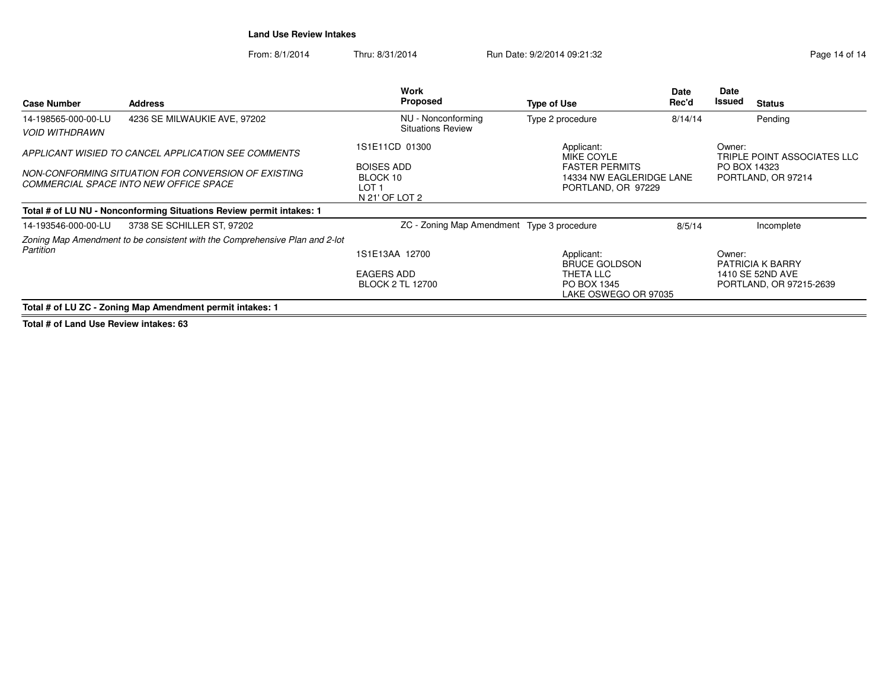**Land Use Review Intakes**

From: 8/1/2014 Thru: 8/31/2014 Run Date: 9/2/2014 09:21:32

| Case Number | Address | Work Proposed | Type of Use | Date Rec'd | Date Issued | Status |
|---|---|---|---|---|---|---|
| 14-198565-000-00-LU<br>*VOID WITHDRAWN* | 4236 SE MILWAUKIE AVE, 97202 | NU - Nonconforming Situations Review | Type 2 procedure | 8/14/14 | | Pending |
| *APPLICANT WISIED TO CANCEL APPLICATION SEE COMMENTS*<br><br>*NON-CONFORMING SITUATION FOR CONVERSION OF EXISTING COMMERCIAL SPACE INTO NEW OFFICE SPACE* | | 1S1E11CD 01300<br><br>BOISES ADD<br>BLOCK 10<br>LOT 1<br>N 21' OF LOT 2 | Applicant:<br>MIKE COYLE<br>FASTER PERMITS<br>14334 NW EAGLERIDGE LANE<br>PORTLAND, OR 97229 | | Owner:<br>TRIPLE POINT ASSOCIATES LLC<br>PO BOX 14323<br>PORTLAND, OR 97214 | |
| **Total # of LU NU - Nonconforming Situations Review permit intakes: 1** | | | | | | |
| 14-193546-000-00-LU | 3738 SE SCHILLER ST, 97202 | ZC - Zoning Map Amendment | Type 3 procedure | 8/5/14 | | Incomplete |
| *Zoning Map Amendment to be consistent with the Comprehensive Plan and 2-lot Partition* | | 1S1E13AA 12700<br><br>EAGERS ADD<br>BLOCK 2 TL 12700 | Applicant:<br>BRUCE GOLDSON<br>THETA LLC<br>PO BOX 1345<br>LAKE OSWEGO OR 97035 | | Owner:<br>PATRICIA K BARRY<br>1410 SE 52ND AVE<br>PORTLAND, OR 97215-2639 | |
| **Total # of LU ZC - Zoning Map Amendment permit intakes: 1** | | | | | | |

**Total # of Land Use Review intakes: 63**